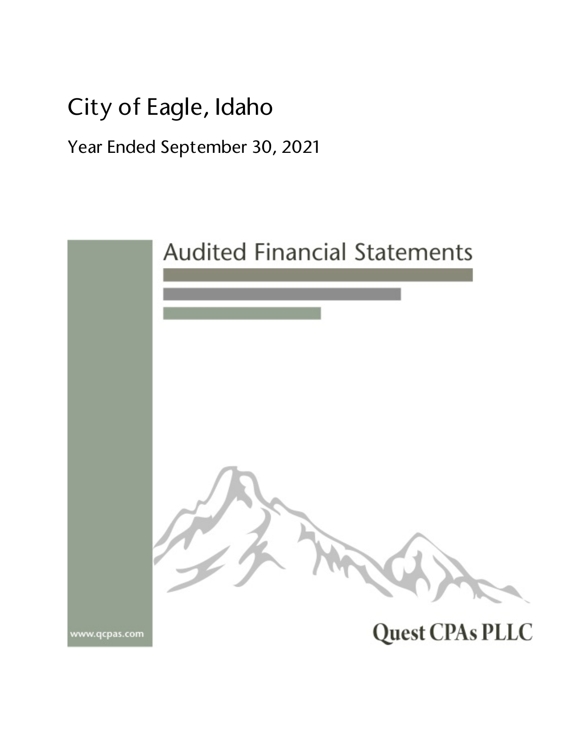# City of Eagle, Idaho

## Year Ended September 30, 2021

## Audited Financial Statements

www.qcpas.com

Quest CPAs PLLC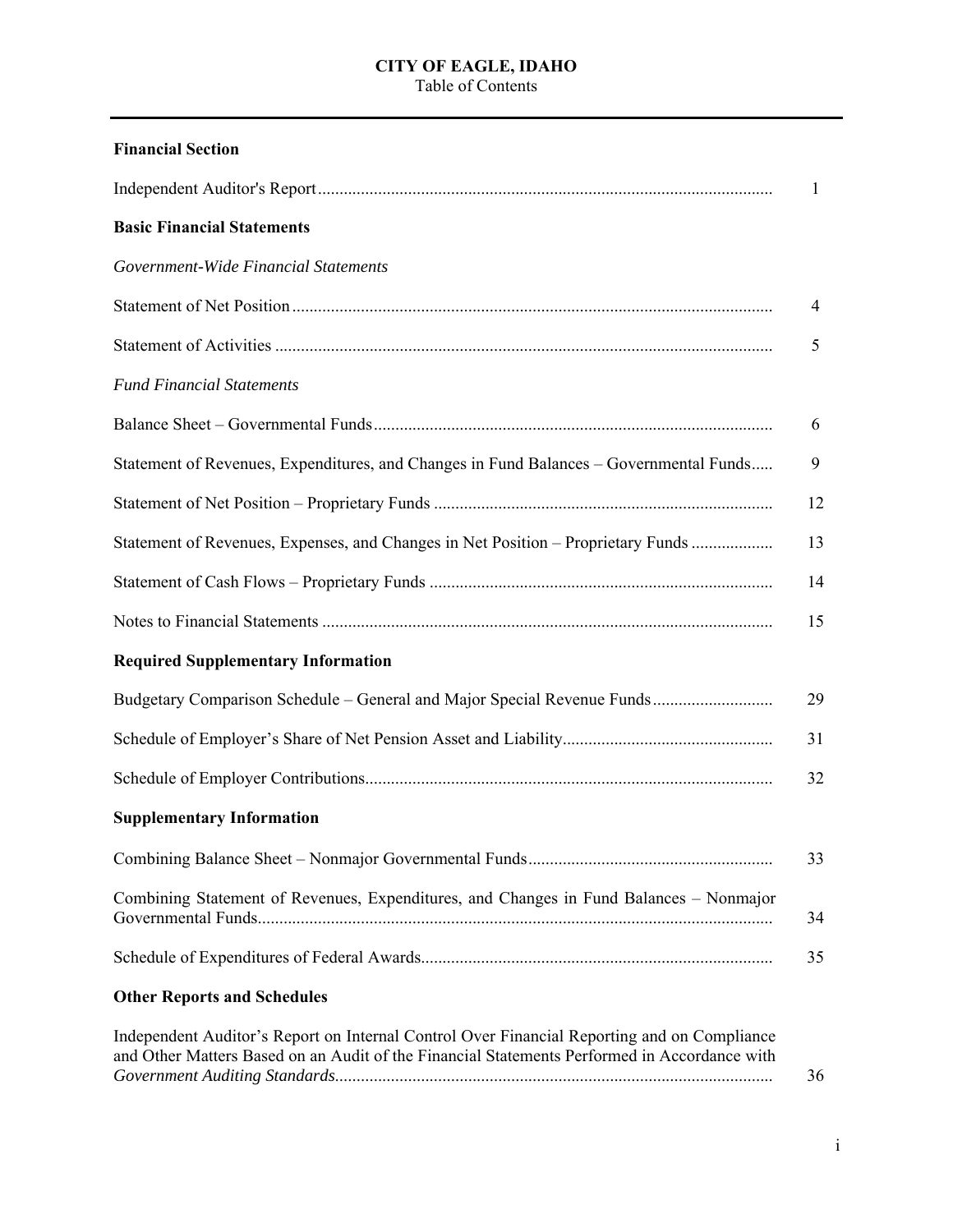# CITY OF EAGLE, IDAHO

Table of Contents

## Financial Section

| | |
|---|---|
| Independent Auditor's Report | 1 |
| **Basic Financial Statements** | |
| *Government-Wide Financial Statements* | |
| Statement of Net Position | 4 |
| Statement of Activities | 5 |
| *Fund Financial Statements* | |
| Balance Sheet – Governmental Funds | 6 |
| Statement of Revenues, Expenditures, and Changes in Fund Balances – Governmental Funds | 9 |
| Statement of Net Position – Proprietary Funds | 12 |
| Statement of Revenues, Expenses, and Changes in Net Position – Proprietary Funds | 13 |
| Statement of Cash Flows – Proprietary Funds | 14 |
| Notes to Financial Statements | 15 |
| **Required Supplementary Information** | |
| Budgetary Comparison Schedule – General and Major Special Revenue Funds | 29 |
| Schedule of Employer's Share of Net Pension Asset and Liability | 31 |
| Schedule of Employer Contributions | 32 |
| **Supplementary Information** | |
| Combining Balance Sheet – Nonmajor Governmental Funds | 33 |
| Combining Statement of Revenues, Expenditures, and Changes in Fund Balances – Nonmajor Governmental Funds | 34 |
| Schedule of Expenditures of Federal Awards | 35 |
| **Other Reports and Schedules** | |
| Independent Auditor's Report on Internal Control Over Financial Reporting and on Compliance and Other Matters Based on an Audit of the Financial Statements Performed in Accordance with *Government Auditing Standards* | 36 |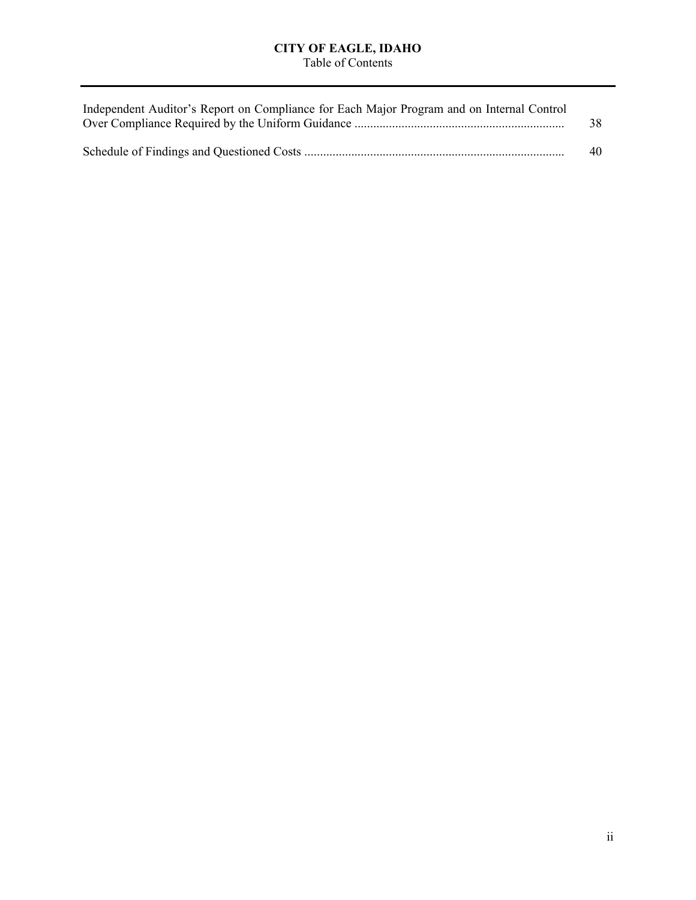# CITY OF EAGLE, IDAHO

Table of Contents

| | |
|---|---|
| Independent Auditor's Report on Compliance for Each Major Program and on Internal Control Over Compliance Required by the Uniform Guidance | 38 |
| Schedule of Findings and Questioned Costs | 40 |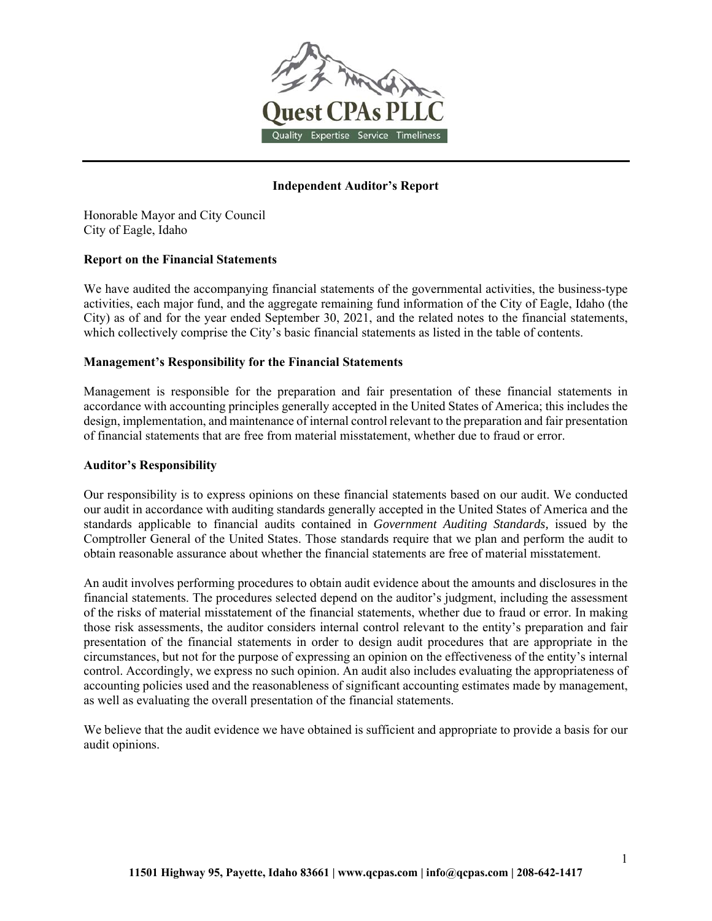Quest CPAs PLLC

Quality Expertise Service Timeliness

**Independent Auditor's Report**

Honorable Mayor and City Council
City of Eagle, Idaho

**Report on the Financial Statements**

We have audited the accompanying financial statements of the governmental activities, the business-type activities, each major fund, and the aggregate remaining fund information of the City of Eagle, Idaho (the City) as of and for the year ended September 30, 2021, and the related notes to the financial statements, which collectively comprise the City's basic financial statements as listed in the table of contents.

**Management's Responsibility for the Financial Statements**

Management is responsible for the preparation and fair presentation of these financial statements in accordance with accounting principles generally accepted in the United States of America; this includes the design, implementation, and maintenance of internal control relevant to the preparation and fair presentation of financial statements that are free from material misstatement, whether due to fraud or error.

**Auditor's Responsibility**

Our responsibility is to express opinions on these financial statements based on our audit. We conducted our audit in accordance with auditing standards generally accepted in the United States of America and the standards applicable to financial audits contained in *Government Auditing Standards,* issued by the Comptroller General of the United States. Those standards require that we plan and perform the audit to obtain reasonable assurance about whether the financial statements are free of material misstatement.

An audit involves performing procedures to obtain audit evidence about the amounts and disclosures in the financial statements. The procedures selected depend on the auditor's judgment, including the assessment of the risks of material misstatement of the financial statements, whether due to fraud or error. In making those risk assessments, the auditor considers internal control relevant to the entity's preparation and fair presentation of the financial statements in order to design audit procedures that are appropriate in the circumstances, but not for the purpose of expressing an opinion on the effectiveness of the entity's internal control. Accordingly, we express no such opinion. An audit also includes evaluating the appropriateness of accounting policies used and the reasonableness of significant accounting estimates made by management, as well as evaluating the overall presentation of the financial statements.

We believe that the audit evidence we have obtained is sufficient and appropriate to provide a basis for our audit opinions.

**11501 Highway 95, Payette, Idaho 83661 | www.qcpas.com | info@qcpas.com | 208-642-1417**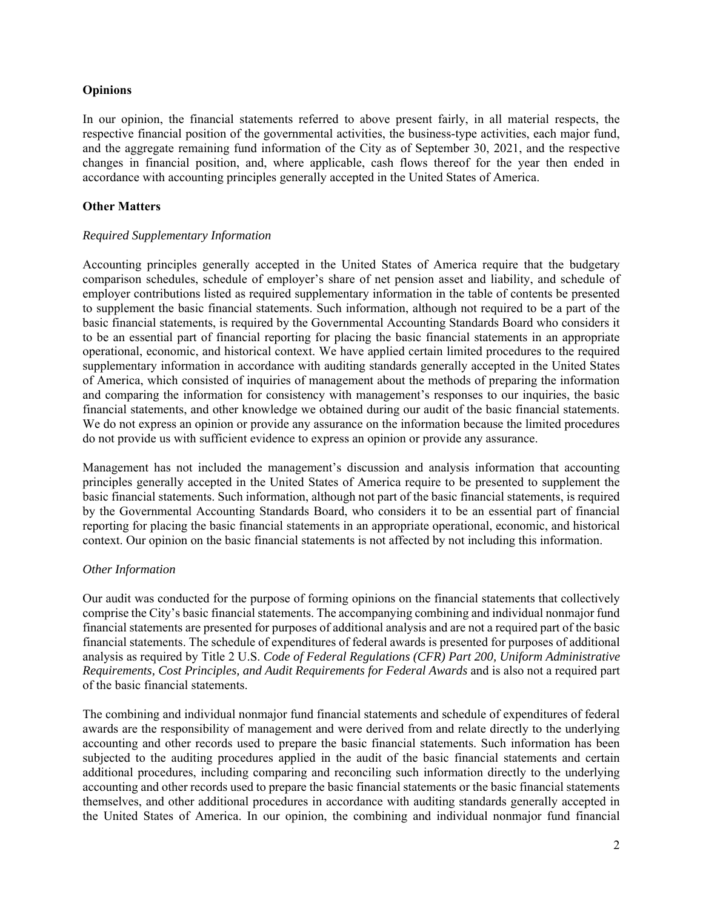## Opinions

In our opinion, the financial statements referred to above present fairly, in all material respects, the respective financial position of the governmental activities, the business-type activities, each major fund, and the aggregate remaining fund information of the City as of September 30, 2021, and the respective changes in financial position, and, where applicable, cash flows thereof for the year then ended in accordance with accounting principles generally accepted in the United States of America.

## Other Matters

*Required Supplementary Information*

Accounting principles generally accepted in the United States of America require that the budgetary comparison schedules, schedule of employer's share of net pension asset and liability, and schedule of employer contributions listed as required supplementary information in the table of contents be presented to supplement the basic financial statements. Such information, although not required to be a part of the basic financial statements, is required by the Governmental Accounting Standards Board who considers it to be an essential part of financial reporting for placing the basic financial statements in an appropriate operational, economic, and historical context. We have applied certain limited procedures to the required supplementary information in accordance with auditing standards generally accepted in the United States of America, which consisted of inquiries of management about the methods of preparing the information and comparing the information for consistency with management's responses to our inquiries, the basic financial statements, and other knowledge we obtained during our audit of the basic financial statements. We do not express an opinion or provide any assurance on the information because the limited procedures do not provide us with sufficient evidence to express an opinion or provide any assurance.

Management has not included the management's discussion and analysis information that accounting principles generally accepted in the United States of America require to be presented to supplement the basic financial statements. Such information, although not part of the basic financial statements, is required by the Governmental Accounting Standards Board, who considers it to be an essential part of financial reporting for placing the basic financial statements in an appropriate operational, economic, and historical context. Our opinion on the basic financial statements is not affected by not including this information.

*Other Information*

Our audit was conducted for the purpose of forming opinions on the financial statements that collectively comprise the City's basic financial statements. The accompanying combining and individual nonmajor fund financial statements are presented for purposes of additional analysis and are not a required part of the basic financial statements. The schedule of expenditures of federal awards is presented for purposes of additional analysis as required by Title 2 U.S. *Code of Federal Regulations (CFR) Part 200, Uniform Administrative Requirements, Cost Principles, and Audit Requirements for Federal Awards* and is also not a required part of the basic financial statements.

The combining and individual nonmajor fund financial statements and schedule of expenditures of federal awards are the responsibility of management and were derived from and relate directly to the underlying accounting and other records used to prepare the basic financial statements. Such information has been subjected to the auditing procedures applied in the audit of the basic financial statements and certain additional procedures, including comparing and reconciling such information directly to the underlying accounting and other records used to prepare the basic financial statements or the basic financial statements themselves, and other additional procedures in accordance with auditing standards generally accepted in the United States of America. In our opinion, the combining and individual nonmajor fund financial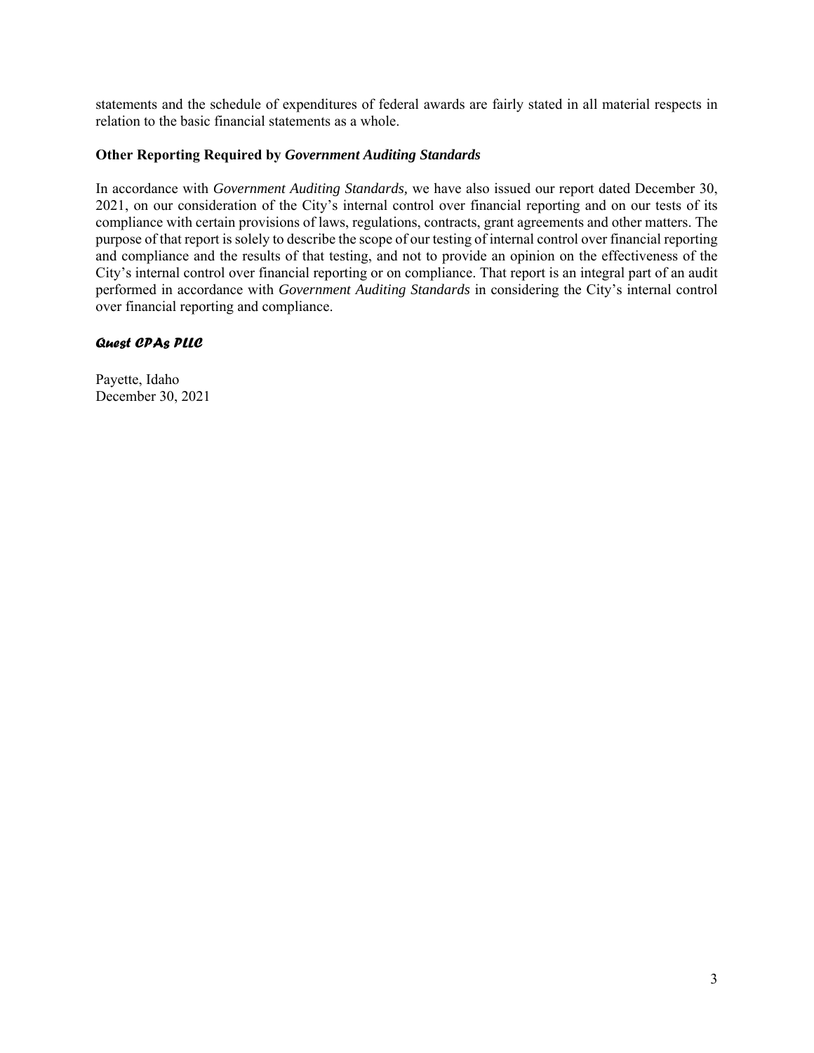statements and the schedule of expenditures of federal awards are fairly stated in all material respects in relation to the basic financial statements as a whole.

**Other Reporting Required by *Government Auditing Standards***

In accordance with *Government Auditing Standards,* we have also issued our report dated December 30, 2021, on our consideration of the City's internal control over financial reporting and on our tests of its compliance with certain provisions of laws, regulations, contracts, grant agreements and other matters. The purpose of that report is solely to describe the scope of our testing of internal control over financial reporting and compliance and the results of that testing, and not to provide an opinion on the effectiveness of the City's internal control over financial reporting or on compliance. That report is an integral part of an audit performed in accordance with *Government Auditing Standards* in considering the City's internal control over financial reporting and compliance.

***Quest CPAs PLLC***

Payette, Idaho
December 30, 2021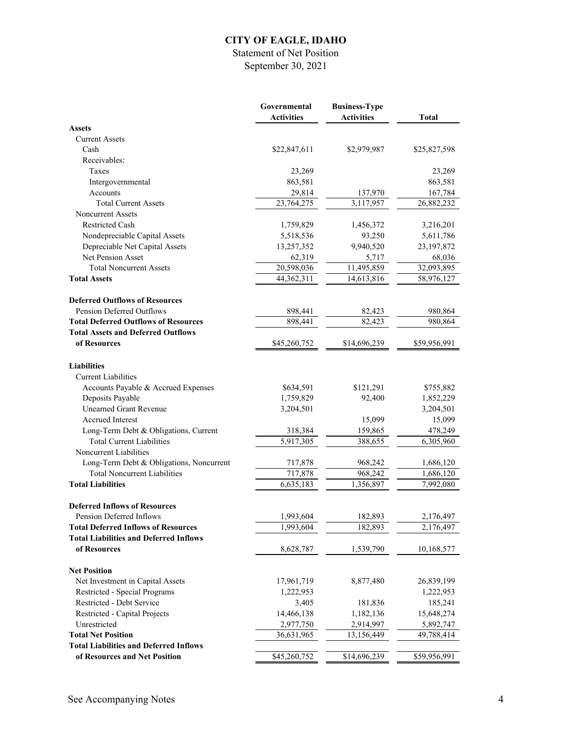# CITY OF EAGLE, IDAHO

## Statement of Net Position

September 30, 2021

| | Governmental Activities | Business-Type Activities | Total |
|---|---|---|---|
| **Assets** | | | |
| Current Assets | | | |
| Cash | \$22,847,611 | \$2,979,987 | \$25,827,598 |
| Receivables: | | | |
| Taxes | 23,269 | | 23,269 |
| Intergovernmental | 863,581 | | 863,581 |
| Accounts | 29,814 | 137,970 | 167,784 |
| Total Current Assets | 23,764,275 | 3,117,957 | 26,882,232 |
| Noncurrent Assets | | | |
| Restricted Cash | 1,759,829 | 1,456,372 | 3,216,201 |
| Nondepreciable Capital Assets | 5,518,536 | 93,250 | 5,611,786 |
| Depreciable Net Capital Assets | 13,257,352 | 9,940,520 | 23,197,872 |
| Net Pension Asset | 62,319 | 5,717 | 68,036 |
| Total Noncurrent Assets | 20,598,036 | 11,495,859 | 32,093,895 |
| **Total Assets** | 44,362,311 | 14,613,816 | 58,976,127 |
| **Deferred Outflows of Resources** | | | |
| Pension Deferred Outflows | 898,441 | 82,423 | 980,864 |
| **Total Deferred Outflows of Resources** | 898,441 | 82,423 | 980,864 |
| **Total Assets and Deferred Outflows of Resources** | \$45,260,752 | \$14,696,239 | \$59,956,991 |
| **Liabilities** | | | |
| Current Liabilities | | | |
| Accounts Payable & Accrued Expenses | \$634,591 | \$121,291 | \$755,882 |
| Deposits Payable | 1,759,829 | 92,400 | 1,852,229 |
| Unearned Grant Revenue | 3,204,501 | | 3,204,501 |
| Accrued Interest | | 15,099 | 15,099 |
| Long-Term Debt & Obligations, Current | 318,384 | 159,865 | 478,249 |
| Total Current Liabilities | 5,917,305 | 388,655 | 6,305,960 |
| Noncurrent Liabilities | | | |
| Long-Term Debt & Obligations, Noncurrent | 717,878 | 968,242 | 1,686,120 |
| Total Noncurrent Liabilities | 717,878 | 968,242 | 1,686,120 |
| **Total Liabilities** | 6,635,183 | 1,356,897 | 7,992,080 |
| **Deferred Inflows of Resources** | | | |
| Pension Deferred Inflows | 1,993,604 | 182,893 | 2,176,497 |
| **Total Deferred Inflows of Resources** | 1,993,604 | 182,893 | 2,176,497 |
| **Total Liabilities and Deferred Inflows of Resources** | 8,628,787 | 1,539,790 | 10,168,577 |
| **Net Position** | | | |
| Net Investment in Capital Assets | 17,961,719 | 8,877,480 | 26,839,199 |
| Restricted - Special Programs | 1,222,953 | | 1,222,953 |
| Restricted - Debt Service | 3,405 | 181,836 | 185,241 |
| Restricted - Capital Projects | 14,466,138 | 1,182,136 | 15,648,274 |
| Unrestricted | 2,977,750 | 2,914,997 | 5,892,747 |
| **Total Net Position** | 36,631,965 | 13,156,449 | 49,788,414 |
| **Total Liabilities and Deferred Inflows of Resources and Net Position** | \$45,260,752 | \$14,696,239 | \$59,956,991 |

See Accompanying Notes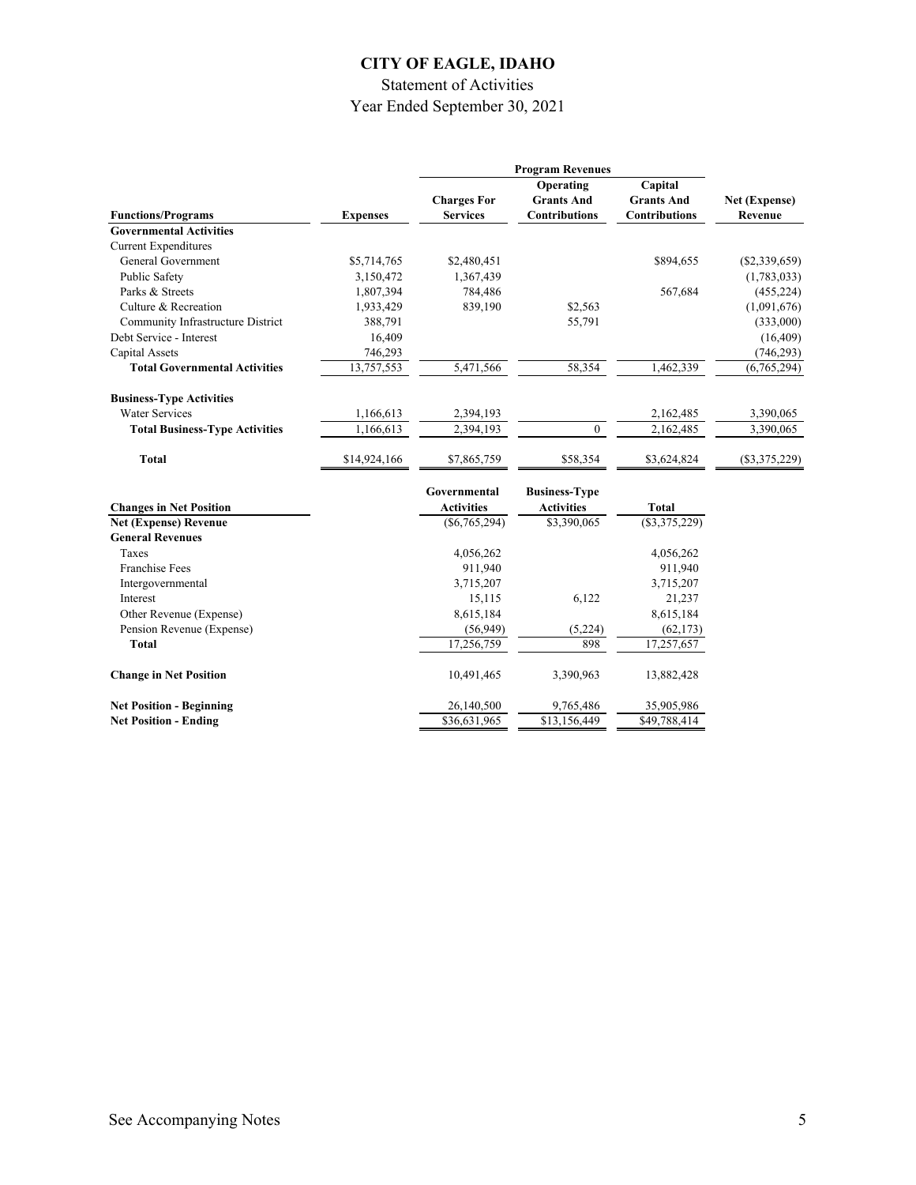# CITY OF EAGLE, IDAHO

Statement of Activities

Year Ended September 30, 2021

| Functions/Programs | Expenses | Program Revenues: Charges For Services | Program Revenues: Operating Grants And Contributions | Program Revenues: Capital Grants And Contributions | Net (Expense) Revenue |
|---|---|---|---|---|---|
| **Governmental Activities** | | | | | |
| Current Expenditures | | | | | |
| General Government | $5,714,765 | $2,480,451 | | $894,655 | ($2,339,659) |
| Public Safety | 3,150,472 | 1,367,439 | | | (1,783,033) |
| Parks & Streets | 1,807,394 | 784,486 | | 567,684 | (455,224) |
| Culture & Recreation | 1,933,429 | 839,190 | $2,563 | | (1,091,676) |
| Community Infrastructure District | 388,791 | | 55,791 | | (333,000) |
| Debt Service - Interest | 16,409 | | | | (16,409) |
| Capital Assets | 746,293 | | | | (746,293) |
| **Total Governmental Activities** | 13,757,553 | 5,471,566 | 58,354 | 1,462,339 | (6,765,294) |
| **Business-Type Activities** | | | | | |
| Water Services | 1,166,613 | 2,394,193 | | 2,162,485 | 3,390,065 |
| **Total Business-Type Activities** | 1,166,613 | 2,394,193 | 0 | 2,162,485 | 3,390,065 |
| **Total** | $14,924,166 | $7,865,759 | $58,354 | $3,624,824 | ($3,375,229) |

| Changes in Net Position | Governmental Activities | Business-Type Activities | Total |
|---|---|---|---|
| **Net (Expense) Revenue** | ($6,765,294) | $3,390,065 | ($3,375,229) |
| **General Revenues** | | | |
| Taxes | 4,056,262 | | 4,056,262 |
| Franchise Fees | 911,940 | | 911,940 |
| Intergovernmental | 3,715,207 | | 3,715,207 |
| Interest | 15,115 | 6,122 | 21,237 |
| Other Revenue (Expense) | 8,615,184 | | 8,615,184 |
| Pension Revenue (Expense) | (56,949) | (5,224) | (62,173) |
| **Total** | 17,256,759 | 898 | 17,257,657 |
| **Change in Net Position** | 10,491,465 | 3,390,963 | 13,882,428 |
| **Net Position - Beginning** | 26,140,500 | 9,765,486 | 35,905,986 |
| **Net Position - Ending** | $36,631,965 | $13,156,449 | $49,788,414 |

See Accompanying Notes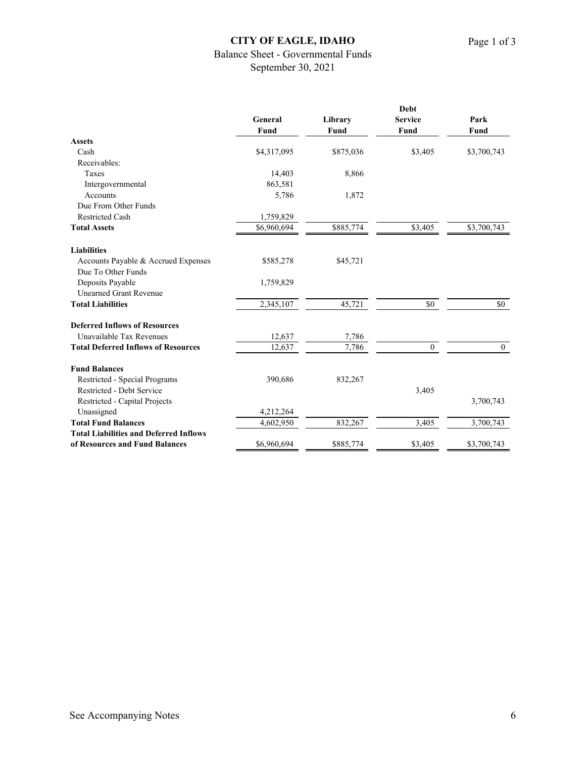# CITY OF EAGLE, IDAHO

Balance Sheet - Governmental Funds

September 30, 2021

| | General Fund | Library Fund | Debt Service Fund | Park Fund |
|---|---|---|---|---|
| **Assets** | | | | |
| Cash | $4,317,095 | $875,036 | $3,405 | $3,700,743 |
| Receivables: | | | | |
| Taxes | 14,403 | 8,866 | | |
| Intergovernmental | 863,581 | | | |
| Accounts | 5,786 | 1,872 | | |
| Due From Other Funds | | | | |
| Restricted Cash | 1,759,829 | | | |
| **Total Assets** | $6,960,694 | $885,774 | $3,405 | $3,700,743 |
| **Liabilities** | | | | |
| Accounts Payable & Accrued Expenses | $585,278 | $45,721 | | |
| Due To Other Funds | | | | |
| Deposits Payable | 1,759,829 | | | |
| Unearned Grant Revenue | | | | |
| **Total Liabilities** | 2,345,107 | 45,721 | $0 | $0 |
| **Deferred Inflows of Resources** | | | | |
| Unavailable Tax Revenues | 12,637 | 7,786 | | |
| **Total Deferred Inflows of Resources** | 12,637 | 7,786 | 0 | 0 |
| **Fund Balances** | | | | |
| Restricted - Special Programs | 390,686 | 832,267 | | |
| Restricted - Debt Service | | | 3,405 | |
| Restricted - Capital Projects | | | | 3,700,743 |
| Unassigned | 4,212,264 | | | |
| **Total Fund Balances** | 4,602,950 | 832,267 | 3,405 | 3,700,743 |
| **Total Liabilities and Deferred Inflows of Resources and Fund Balances** | $6,960,694 | $885,774 | $3,405 | $3,700,743 |

See Accompanying Notes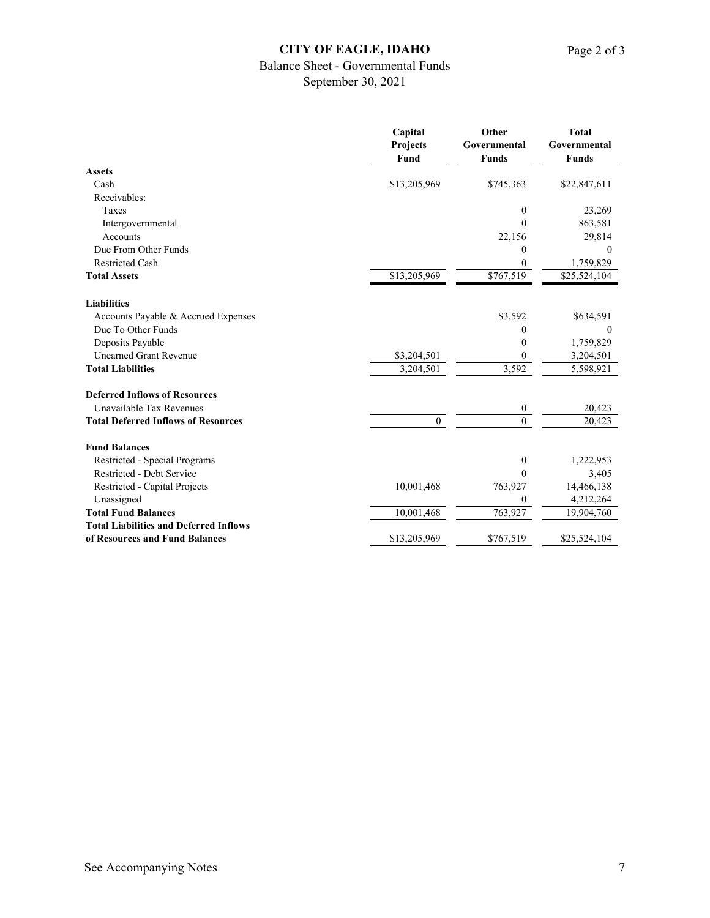# CITY OF EAGLE, IDAHO

Balance Sheet - Governmental Funds

September 30, 2021

| | Capital Projects Fund | Other Governmental Funds | Total Governmental Funds |
|---|---|---|---|
| **Assets** | | | |
| Cash | $13,205,969 | $745,363 | $22,847,611 |
| Receivables: | | | |
| Taxes | | 0 | 23,269 |
| Intergovernmental | | 0 | 863,581 |
| Accounts | | 22,156 | 29,814 |
| Due From Other Funds | | 0 | 0 |
| Restricted Cash | | 0 | 1,759,829 |
| **Total Assets** | $13,205,969 | $767,519 | $25,524,104 |
| **Liabilities** | | | |
| Accounts Payable & Accrued Expenses | | $3,592 | $634,591 |
| Due To Other Funds | | 0 | 0 |
| Deposits Payable | | 0 | 1,759,829 |
| Unearned Grant Revenue | $3,204,501 | 0 | 3,204,501 |
| **Total Liabilities** | 3,204,501 | 3,592 | 5,598,921 |
| **Deferred Inflows of Resources** | | | |
| Unavailable Tax Revenues | | 0 | 20,423 |
| **Total Deferred Inflows of Resources** | 0 | 0 | 20,423 |
| **Fund Balances** | | | |
| Restricted - Special Programs | | 0 | 1,222,953 |
| Restricted - Debt Service | | 0 | 3,405 |
| Restricted - Capital Projects | 10,001,468 | 763,927 | 14,466,138 |
| Unassigned | | 0 | 4,212,264 |
| **Total Fund Balances** | 10,001,468 | 763,927 | 19,904,760 |
| **Total Liabilities and Deferred Inflows of Resources and Fund Balances** | $13,205,969 | $767,519 | $25,524,104 |

See Accompanying Notes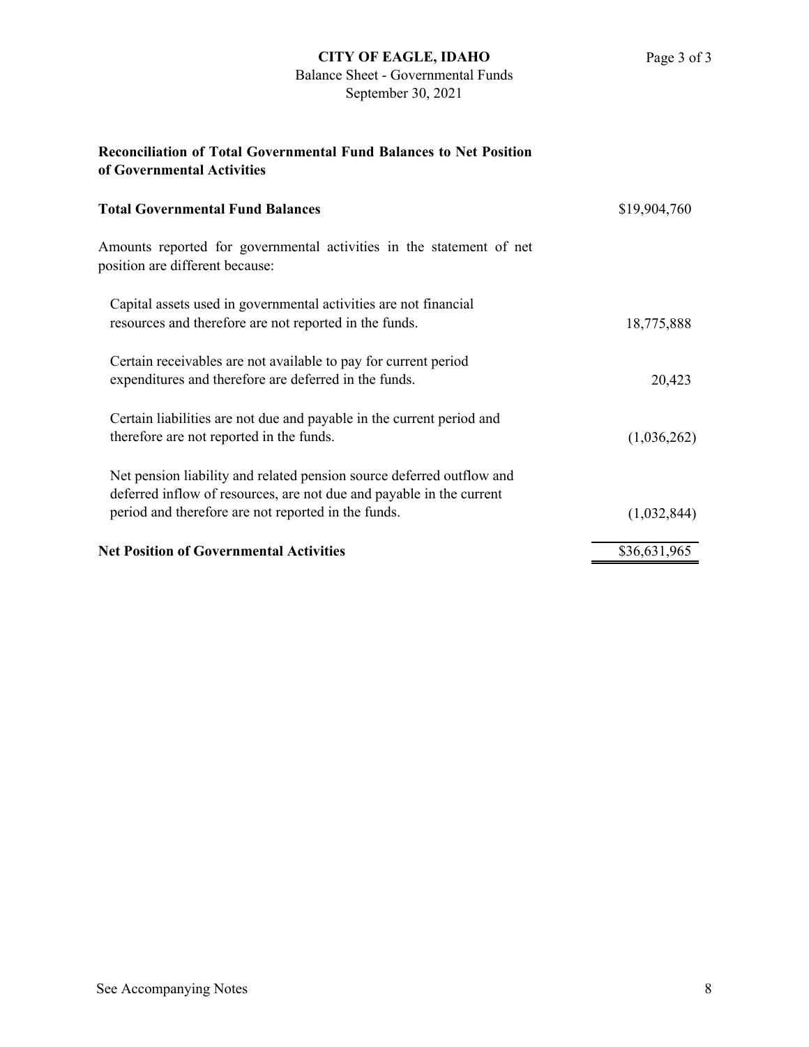# CITY OF EAGLE, IDAHO

Balance Sheet - Governmental Funds
September 30, 2021

## Reconciliation of Total Governmental Fund Balances to Net Position of Governmental Activities

| | |
|---|---|
| **Total Governmental Fund Balances** | $19,904,760 |
| Amounts reported for governmental activities in the statement of net position are different because: | |
| Capital assets used in governmental activities are not financial resources and therefore are not reported in the funds. | 18,775,888 |
| Certain receivables are not available to pay for current period expenditures and therefore are deferred in the funds. | 20,423 |
| Certain liabilities are not due and payable in the current period and therefore are not reported in the funds. | (1,036,262) |
| Net pension liability and related pension source deferred outflow and deferred inflow of resources, are not due and payable in the current period and therefore are not reported in the funds. | (1,032,844) |
| **Net Position of Governmental Activities** | $36,631,965 |

See Accompanying Notes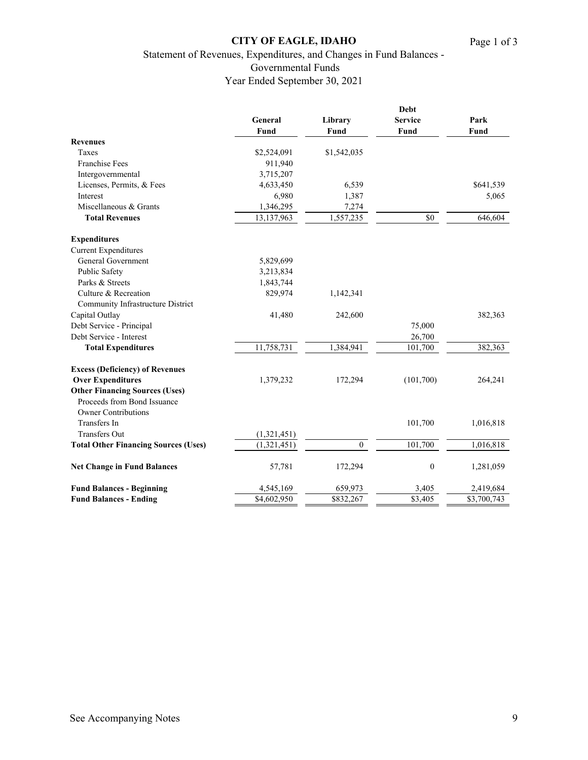# CITY OF EAGLE, IDAHO

## Statement of Revenues, Expenditures, and Changes in Fund Balances - Governmental Funds

### Year Ended September 30, 2021

| | General Fund | Library Fund | Debt Service Fund | Park Fund |
|---|---|---|---|---|
| **Revenues** | | | | |
| Taxes | $2,524,091 | $1,542,035 | | |
| Franchise Fees | 911,940 | | | |
| Intergovernmental | 3,715,207 | | | |
| Licenses, Permits, & Fees | 4,633,450 | 6,539 | | $641,539 |
| Interest | 6,980 | 1,387 | | 5,065 |
| Miscellaneous & Grants | 1,346,295 | 7,274 | | |
| **Total Revenues** | 13,137,963 | 1,557,235 | $0 | 646,604 |
| **Expenditures** | | | | |
| Current Expenditures | | | | |
| General Government | 5,829,699 | | | |
| Public Safety | 3,213,834 | | | |
| Parks & Streets | 1,843,744 | | | |
| Culture & Recreation | 829,974 | 1,142,341 | | |
| Community Infrastructure District | | | | |
| Capital Outlay | 41,480 | 242,600 | | 382,363 |
| Debt Service - Principal | | | 75,000 | |
| Debt Service - Interest | | | 26,700 | |
| **Total Expenditures** | 11,758,731 | 1,384,941 | 101,700 | 382,363 |
| **Excess (Deficiency) of Revenues Over Expenditures** | 1,379,232 | 172,294 | (101,700) | 264,241 |
| **Other Financing Sources (Uses)** | | | | |
| Proceeds from Bond Issuance | | | | |
| Owner Contributions | | | | |
| Transfers In | | | 101,700 | 1,016,818 |
| Transfers Out | (1,321,451) | | | |
| **Total Other Financing Sources (Uses)** | (1,321,451) | 0 | 101,700 | 1,016,818 |
| **Net Change in Fund Balances** | 57,781 | 172,294 | 0 | 1,281,059 |
| **Fund Balances - Beginning** | 4,545,169 | 659,973 | 3,405 | 2,419,684 |
| **Fund Balances - Ending** | $4,602,950 | $832,267 | $3,405 | $3,700,743 |

See Accompanying Notes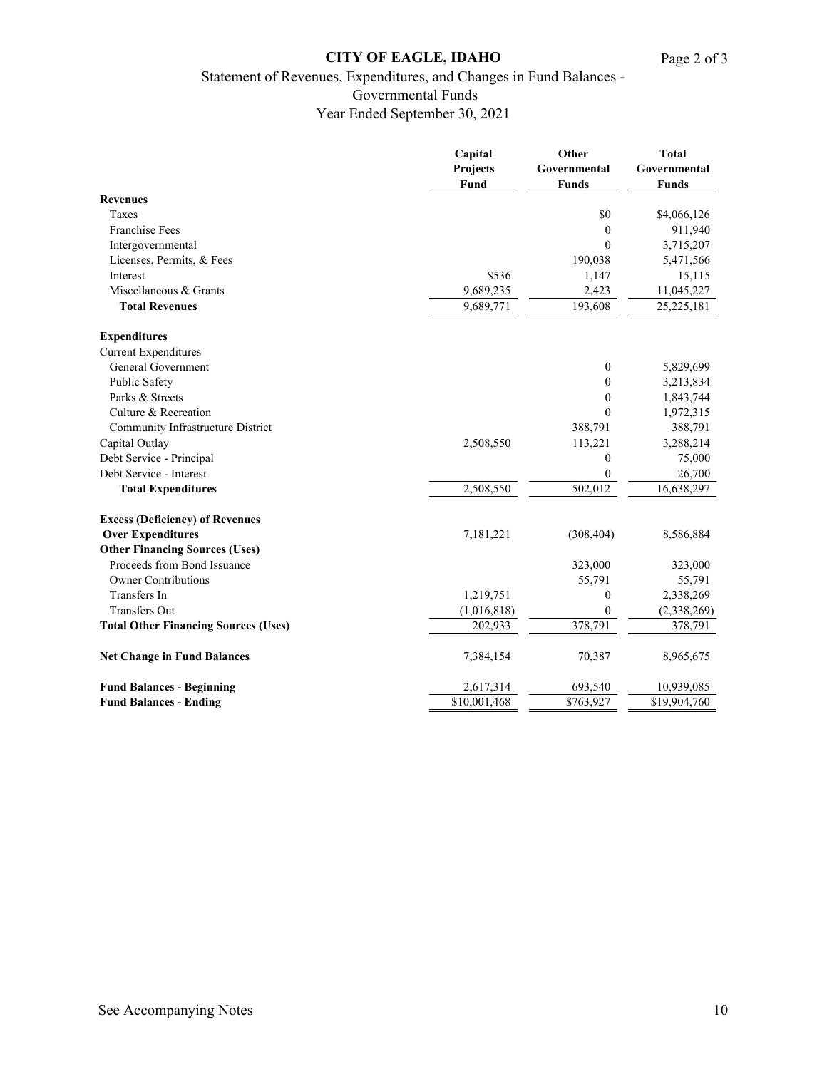# CITY OF EAGLE, IDAHO

## Statement of Revenues, Expenditures, and Changes in Fund Balances - Governmental Funds

### Year Ended September 30, 2021

| | Capital Projects Fund | Other Governmental Funds | Total Governmental Funds |
|---|---|---|---|
| **Revenues** | | | |
| Taxes | | $0 | $4,066,126 |
| Franchise Fees | | 0 | 911,940 |
| Intergovernmental | | 0 | 3,715,207 |
| Licenses, Permits, & Fees | | 190,038 | 5,471,566 |
| Interest | $536 | 1,147 | 15,115 |
| Miscellaneous & Grants | 9,689,235 | 2,423 | 11,045,227 |
| **Total Revenues** | 9,689,771 | 193,608 | 25,225,181 |
| **Expenditures** | | | |
| Current Expenditures | | | |
| General Government | | 0 | 5,829,699 |
| Public Safety | | 0 | 3,213,834 |
| Parks & Streets | | 0 | 1,843,744 |
| Culture & Recreation | | 0 | 1,972,315 |
| Community Infrastructure District | | 388,791 | 388,791 |
| Capital Outlay | 2,508,550 | 113,221 | 3,288,214 |
| Debt Service - Principal | | 0 | 75,000 |
| Debt Service - Interest | | 0 | 26,700 |
| **Total Expenditures** | 2,508,550 | 502,012 | 16,638,297 |
| **Excess (Deficiency) of Revenues Over Expenditures** | 7,181,221 | (308,404) | 8,586,884 |
| **Other Financing Sources (Uses)** | | | |
| Proceeds from Bond Issuance | | 323,000 | 323,000 |
| Owner Contributions | | 55,791 | 55,791 |
| Transfers In | 1,219,751 | 0 | 2,338,269 |
| Transfers Out | (1,016,818) | 0 | (2,338,269) |
| **Total Other Financing Sources (Uses)** | 202,933 | 378,791 | 378,791 |
| **Net Change in Fund Balances** | 7,384,154 | 70,387 | 8,965,675 |
| **Fund Balances - Beginning** | 2,617,314 | 693,540 | 10,939,085 |
| **Fund Balances - Ending** | $10,001,468 | $763,927 | $19,904,760 |

See Accompanying Notes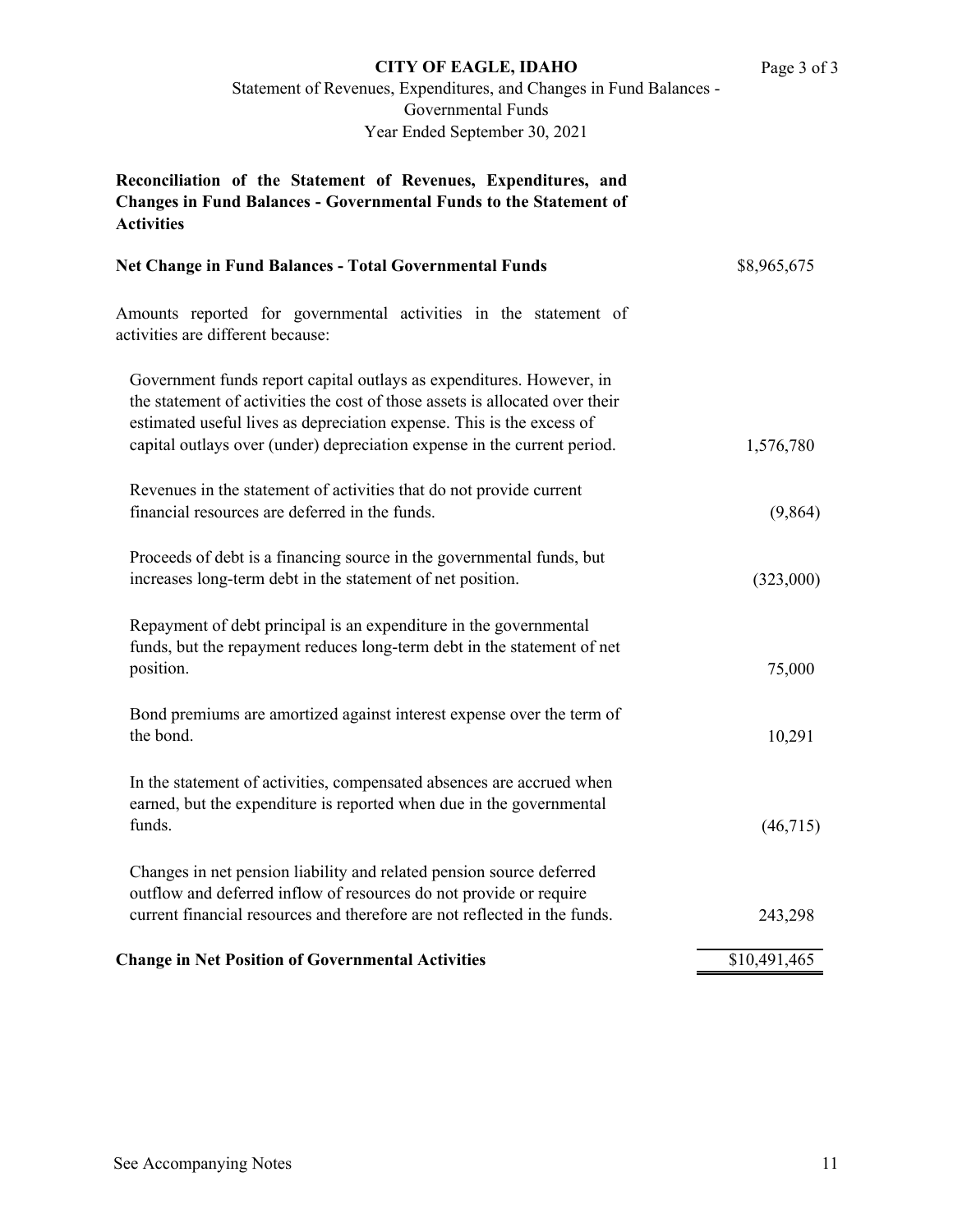# CITY OF EAGLE, IDAHO

Statement of Revenues, Expenditures, and Changes in Fund Balances - Governmental Funds

Year Ended September 30, 2021

**Reconciliation of the Statement of Revenues, Expenditures, and Changes in Fund Balances - Governmental Funds to the Statement of Activities**

| | |
|---|---|
| **Net Change in Fund Balances - Total Governmental Funds** | $8,965,675 |
| Amounts reported for governmental activities in the statement of activities are different because: | |
| Government funds report capital outlays as expenditures. However, in the statement of activities the cost of those assets is allocated over their estimated useful lives as depreciation expense. This is the excess of capital outlays over (under) depreciation expense in the current period. | 1,576,780 |
| Revenues in the statement of activities that do not provide current financial resources are deferred in the funds. | (9,864) |
| Proceeds of debt is a financing source in the governmental funds, but increases long-term debt in the statement of net position. | (323,000) |
| Repayment of debt principal is an expenditure in the governmental funds, but the repayment reduces long-term debt in the statement of net position. | 75,000 |
| Bond premiums are amortized against interest expense over the term of the bond. | 10,291 |
| In the statement of activities, compensated absences are accrued when earned, but the expenditure is reported when due in the governmental funds. | (46,715) |
| Changes in net pension liability and related pension source deferred outflow and deferred inflow of resources do not provide or require current financial resources and therefore are not reflected in the funds. | 243,298 |
| **Change in Net Position of Governmental Activities** | $10,491,465 |

See Accompanying Notes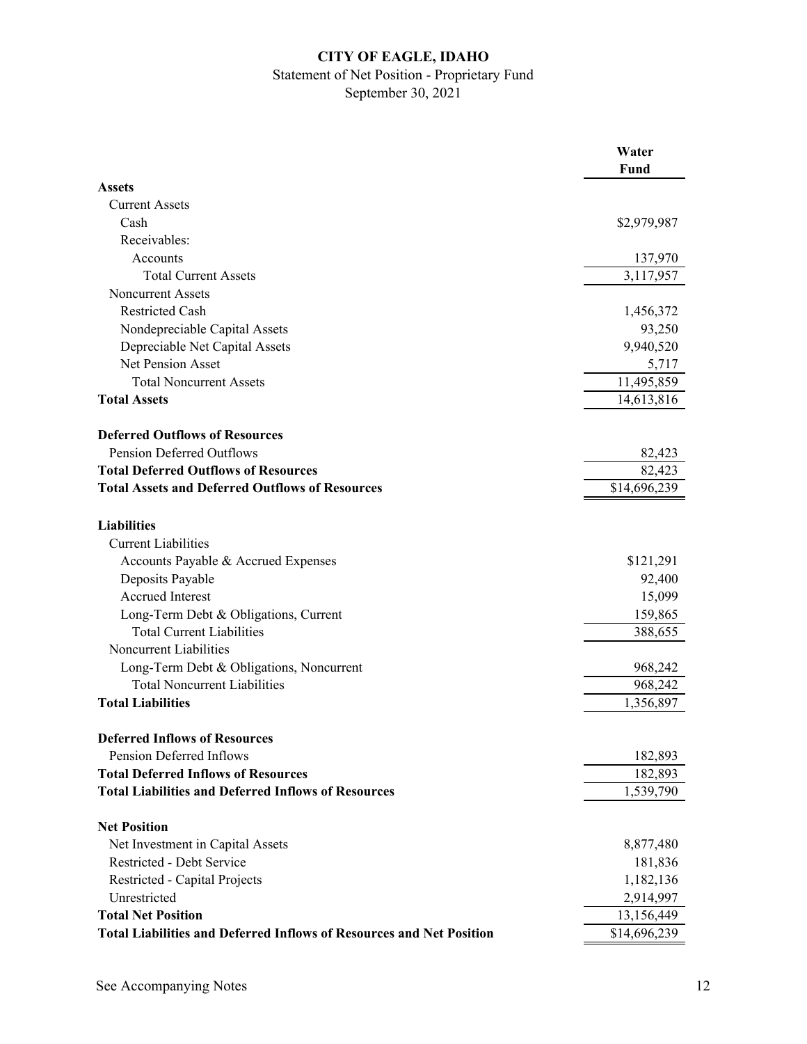# CITY OF EAGLE, IDAHO

Statement of Net Position - Proprietary Fund

September 30, 2021

| | Water Fund |
|---|---|
| **Assets** | |
| Current Assets | |
| Cash | $2,979,987 |
| Receivables: | |
| Accounts | 137,970 |
| Total Current Assets | 3,117,957 |
| Noncurrent Assets | |
| Restricted Cash | 1,456,372 |
| Nondepreciable Capital Assets | 93,250 |
| Depreciable Net Capital Assets | 9,940,520 |
| Net Pension Asset | 5,717 |
| Total Noncurrent Assets | 11,495,859 |
| **Total Assets** | 14,613,816 |
| | |
| **Deferred Outflows of Resources** | |
| Pension Deferred Outflows | 82,423 |
| **Total Deferred Outflows of Resources** | 82,423 |
| **Total Assets and Deferred Outflows of Resources** | $14,696,239 |
| | |
| **Liabilities** | |
| Current Liabilities | |
| Accounts Payable & Accrued Expenses | $121,291 |
| Deposits Payable | 92,400 |
| Accrued Interest | 15,099 |
| Long-Term Debt & Obligations, Current | 159,865 |
| Total Current Liabilities | 388,655 |
| Noncurrent Liabilities | |
| Long-Term Debt & Obligations, Noncurrent | 968,242 |
| Total Noncurrent Liabilities | 968,242 |
| **Total Liabilities** | 1,356,897 |
| | |
| **Deferred Inflows of Resources** | |
| Pension Deferred Inflows | 182,893 |
| **Total Deferred Inflows of Resources** | 182,893 |
| **Total Liabilities and Deferred Inflows of Resources** | 1,539,790 |
| | |
| **Net Position** | |
| Net Investment in Capital Assets | 8,877,480 |
| Restricted - Debt Service | 181,836 |
| Restricted - Capital Projects | 1,182,136 |
| Unrestricted | 2,914,997 |
| **Total Net Position** | 13,156,449 |
| **Total Liabilities and Deferred Inflows of Resources and Net Position** | $14,696,239 |

See Accompanying Notes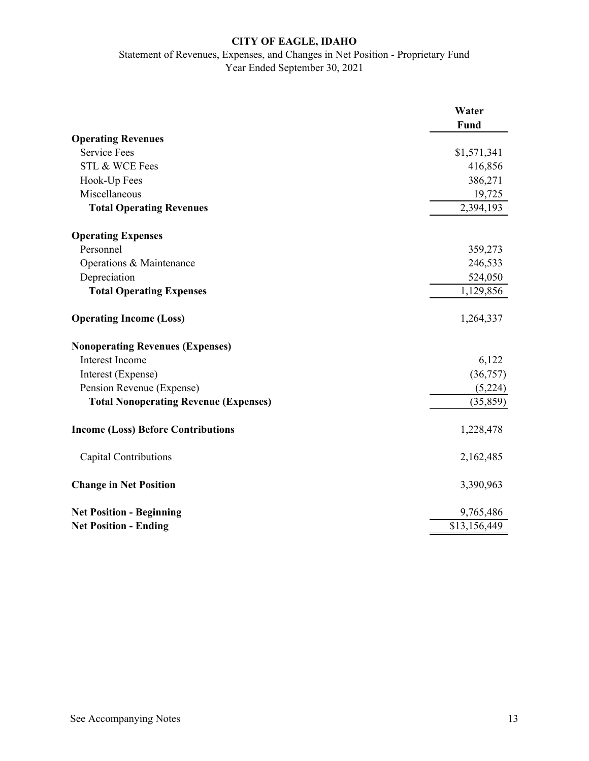# CITY OF EAGLE, IDAHO

Statement of Revenues, Expenses, and Changes in Net Position - Proprietary Fund

Year Ended September 30, 2021

| | Water Fund |
|---|---|
| **Operating Revenues** | |
| Service Fees | $1,571,341 |
| STL & WCE Fees | 416,856 |
| Hook-Up Fees | 386,271 |
| Miscellaneous | 19,725 |
| **Total Operating Revenues** | 2,394,193 |
| **Operating Expenses** | |
| Personnel | 359,273 |
| Operations & Maintenance | 246,533 |
| Depreciation | 524,050 |
| **Total Operating Expenses** | 1,129,856 |
| **Operating Income (Loss)** | 1,264,337 |
| **Nonoperating Revenues (Expenses)** | |
| Interest Income | 6,122 |
| Interest (Expense) | (36,757) |
| Pension Revenue (Expense) | (5,224) |
| **Total Nonoperating Revenue (Expenses)** | (35,859) |
| **Income (Loss) Before Contributions** | 1,228,478 |
| Capital Contributions | 2,162,485 |
| **Change in Net Position** | 3,390,963 |
| **Net Position - Beginning** | 9,765,486 |
| **Net Position - Ending** | $13,156,449 |

See Accompanying Notes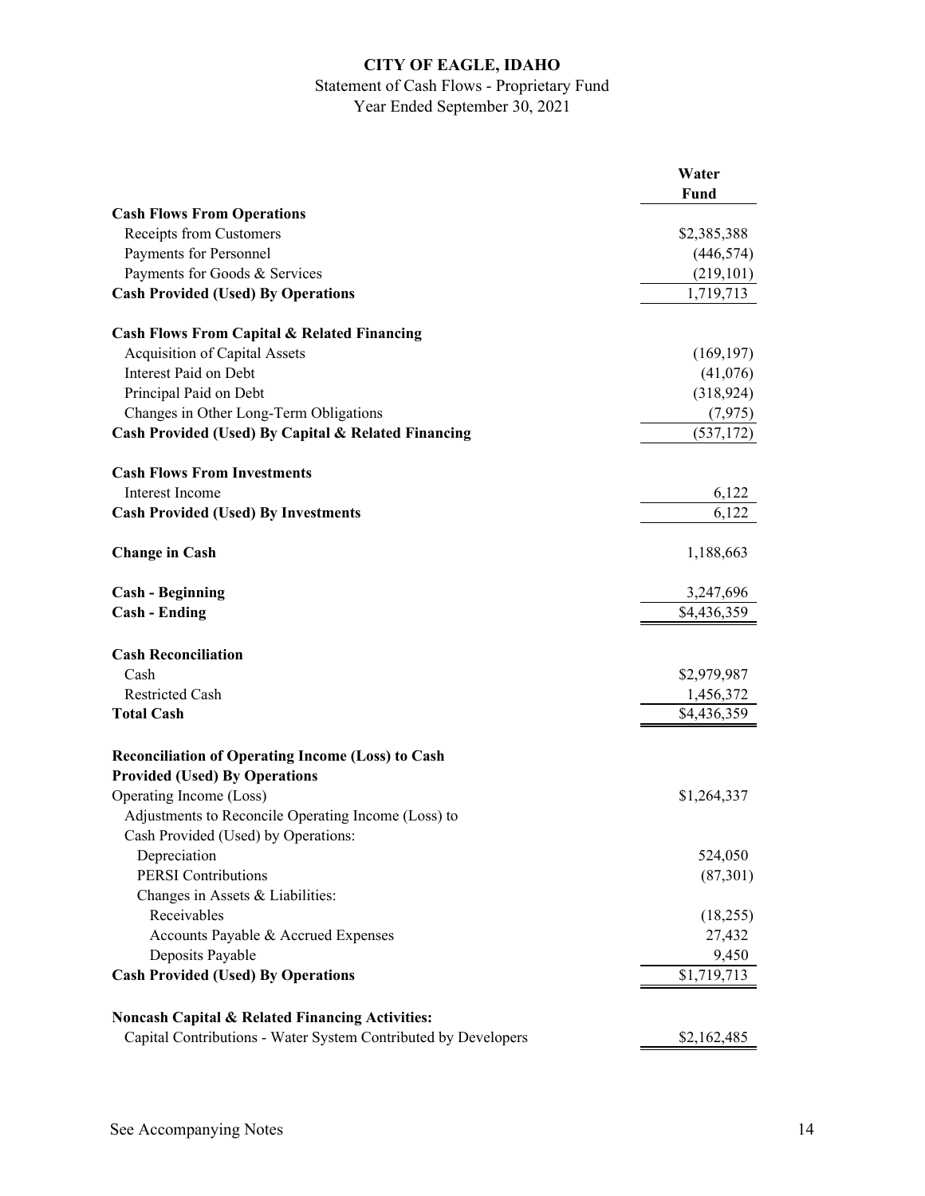# CITY OF EAGLE, IDAHO

Statement of Cash Flows - Proprietary Fund

Year Ended September 30, 2021

| | Water Fund |
|---|---|
| **Cash Flows From Operations** | |
| Receipts from Customers | $2,385,388 |
| Payments for Personnel | (446,574) |
| Payments for Goods & Services | (219,101) |
| **Cash Provided (Used) By Operations** | 1,719,713 |
| | |
| **Cash Flows From Capital & Related Financing** | |
| Acquisition of Capital Assets | (169,197) |
| Interest Paid on Debt | (41,076) |
| Principal Paid on Debt | (318,924) |
| Changes in Other Long-Term Obligations | (7,975) |
| **Cash Provided (Used) By Capital & Related Financing** | (537,172) |
| | |
| **Cash Flows From Investments** | |
| Interest Income | 6,122 |
| **Cash Provided (Used) By Investments** | 6,122 |
| | |
| **Change in Cash** | 1,188,663 |
| | |
| **Cash - Beginning** | 3,247,696 |
| **Cash - Ending** | $4,436,359 |
| | |
| **Cash Reconciliation** | |
| Cash | $2,979,987 |
| Restricted Cash | 1,456,372 |
| **Total Cash** | $4,436,359 |
| | |
| **Reconciliation of Operating Income (Loss) to Cash Provided (Used) By Operations** | |
| Operating Income (Loss) | $1,264,337 |
| Adjustments to Reconcile Operating Income (Loss) to Cash Provided (Used) by Operations: | |
| Depreciation | 524,050 |
| PERSI Contributions | (87,301) |
| Changes in Assets & Liabilities: | |
| Receivables | (18,255) |
| Accounts Payable & Accrued Expenses | 27,432 |
| Deposits Payable | 9,450 |
| **Cash Provided (Used) By Operations** | $1,719,713 |
| | |
| **Noncash Capital & Related Financing Activities:** | |
| Capital Contributions - Water System Contributed by Developers | $2,162,485 |

See Accompanying Notes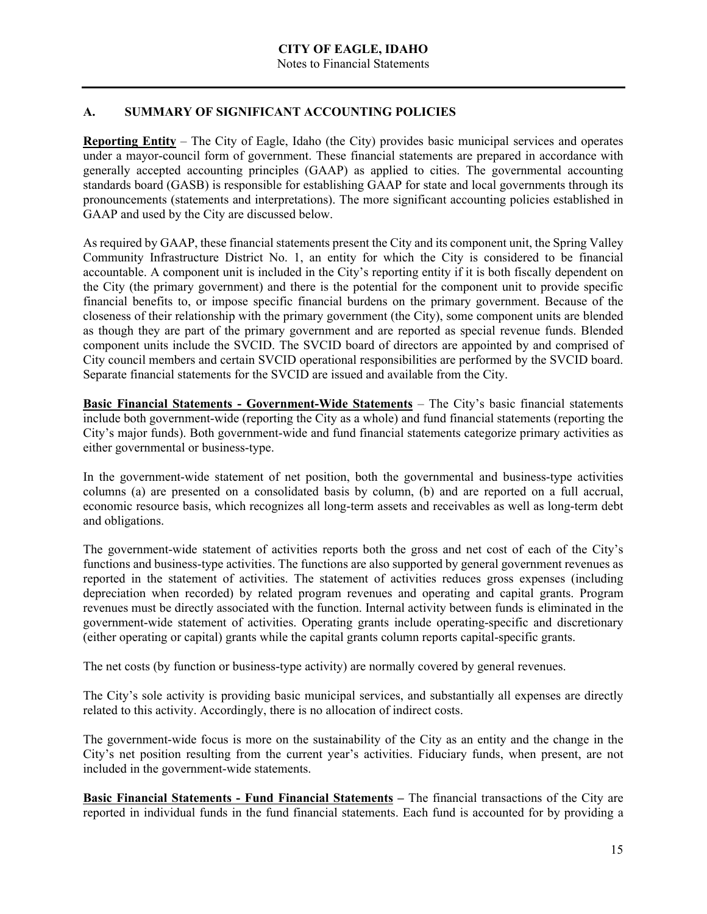## A. SUMMARY OF SIGNIFICANT ACCOUNTING POLICIES

**Reporting Entity** – The City of Eagle, Idaho (the City) provides basic municipal services and operates under a mayor-council form of government. These financial statements are prepared in accordance with generally accepted accounting principles (GAAP) as applied to cities. The governmental accounting standards board (GASB) is responsible for establishing GAAP for state and local governments through its pronouncements (statements and interpretations). The more significant accounting policies established in GAAP and used by the City are discussed below.

As required by GAAP, these financial statements present the City and its component unit, the Spring Valley Community Infrastructure District No. 1, an entity for which the City is considered to be financial accountable. A component unit is included in the City's reporting entity if it is both fiscally dependent on the City (the primary government) and there is the potential for the component unit to provide specific financial benefits to, or impose specific financial burdens on the primary government. Because of the closeness of their relationship with the primary government (the City), some component units are blended as though they are part of the primary government and are reported as special revenue funds. Blended component units include the SVCID. The SVCID board of directors are appointed by and comprised of City council members and certain SVCID operational responsibilities are performed by the SVCID board. Separate financial statements for the SVCID are issued and available from the City.

**Basic Financial Statements - Government-Wide Statements** – The City's basic financial statements include both government-wide (reporting the City as a whole) and fund financial statements (reporting the City's major funds). Both government-wide and fund financial statements categorize primary activities as either governmental or business-type.

In the government-wide statement of net position, both the governmental and business-type activities columns (a) are presented on a consolidated basis by column, (b) and are reported on a full accrual, economic resource basis, which recognizes all long-term assets and receivables as well as long-term debt and obligations.

The government-wide statement of activities reports both the gross and net cost of each of the City's functions and business-type activities. The functions are also supported by general government revenues as reported in the statement of activities. The statement of activities reduces gross expenses (including depreciation when recorded) by related program revenues and operating and capital grants. Program revenues must be directly associated with the function. Internal activity between funds is eliminated in the government-wide statement of activities. Operating grants include operating-specific and discretionary (either operating or capital) grants while the capital grants column reports capital-specific grants.

The net costs (by function or business-type activity) are normally covered by general revenues.

The City's sole activity is providing basic municipal services, and substantially all expenses are directly related to this activity. Accordingly, there is no allocation of indirect costs.

The government-wide focus is more on the sustainability of the City as an entity and the change in the City's net position resulting from the current year's activities. Fiduciary funds, when present, are not included in the government-wide statements.

**Basic Financial Statements - Fund Financial Statements –** The financial transactions of the City are reported in individual funds in the fund financial statements. Each fund is accounted for by providing a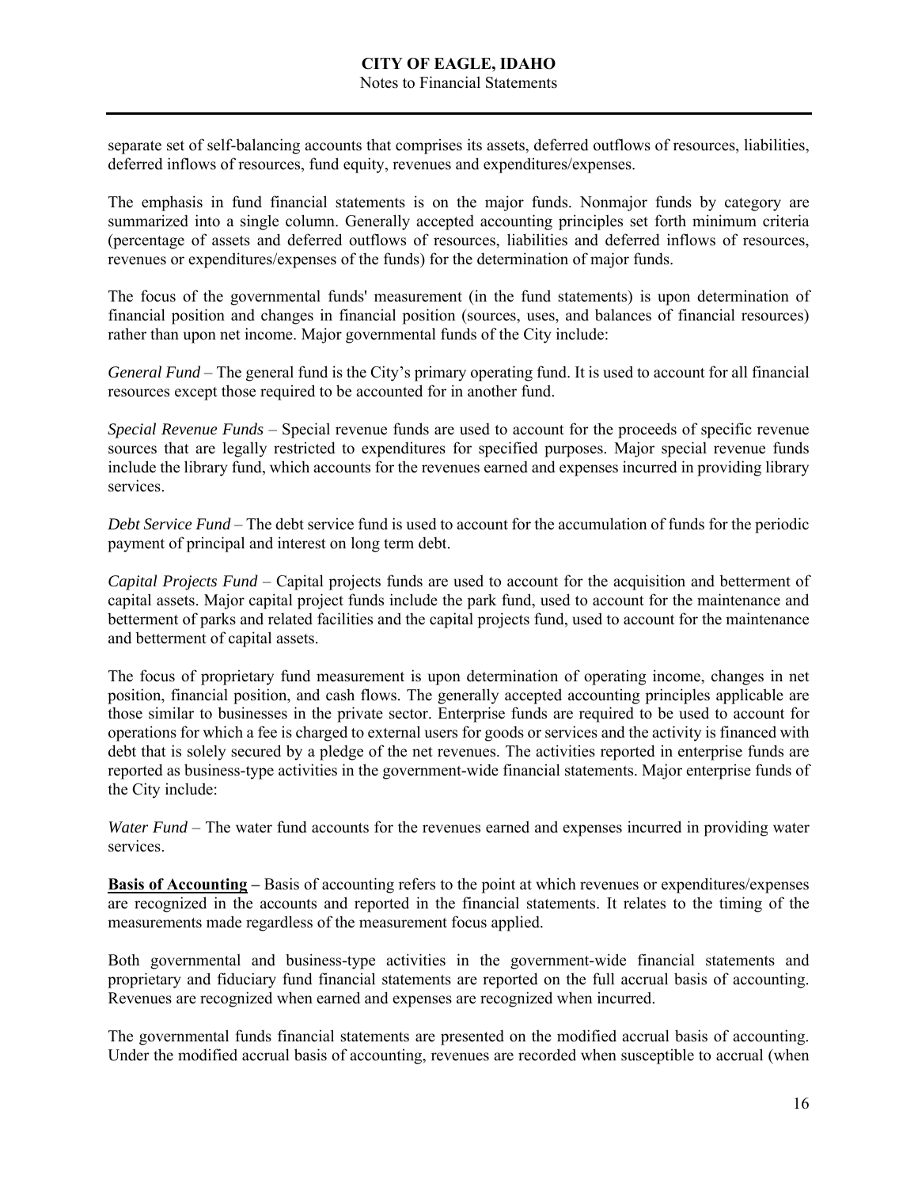separate set of self-balancing accounts that comprises its assets, deferred outflows of resources, liabilities, deferred inflows of resources, fund equity, revenues and expenditures/expenses.

The emphasis in fund financial statements is on the major funds. Nonmajor funds by category are summarized into a single column. Generally accepted accounting principles set forth minimum criteria (percentage of assets and deferred outflows of resources, liabilities and deferred inflows of resources, revenues or expenditures/expenses of the funds) for the determination of major funds.

The focus of the governmental funds' measurement (in the fund statements) is upon determination of financial position and changes in financial position (sources, uses, and balances of financial resources) rather than upon net income. Major governmental funds of the City include:

*General Fund* – The general fund is the City's primary operating fund. It is used to account for all financial resources except those required to be accounted for in another fund.

*Special Revenue Funds* – Special revenue funds are used to account for the proceeds of specific revenue sources that are legally restricted to expenditures for specified purposes. Major special revenue funds include the library fund, which accounts for the revenues earned and expenses incurred in providing library services.

*Debt Service Fund* – The debt service fund is used to account for the accumulation of funds for the periodic payment of principal and interest on long term debt.

*Capital Projects Fund* – Capital projects funds are used to account for the acquisition and betterment of capital assets. Major capital project funds include the park fund, used to account for the maintenance and betterment of parks and related facilities and the capital projects fund, used to account for the maintenance and betterment of capital assets.

The focus of proprietary fund measurement is upon determination of operating income, changes in net position, financial position, and cash flows. The generally accepted accounting principles applicable are those similar to businesses in the private sector. Enterprise funds are required to be used to account for operations for which a fee is charged to external users for goods or services and the activity is financed with debt that is solely secured by a pledge of the net revenues. The activities reported in enterprise funds are reported as business-type activities in the government-wide financial statements. Major enterprise funds of the City include:

*Water Fund* – The water fund accounts for the revenues earned and expenses incurred in providing water services.

**Basis of Accounting –** Basis of accounting refers to the point at which revenues or expenditures/expenses are recognized in the accounts and reported in the financial statements. It relates to the timing of the measurements made regardless of the measurement focus applied.

Both governmental and business-type activities in the government-wide financial statements and proprietary and fiduciary fund financial statements are reported on the full accrual basis of accounting. Revenues are recognized when earned and expenses are recognized when incurred.

The governmental funds financial statements are presented on the modified accrual basis of accounting. Under the modified accrual basis of accounting, revenues are recorded when susceptible to accrual (when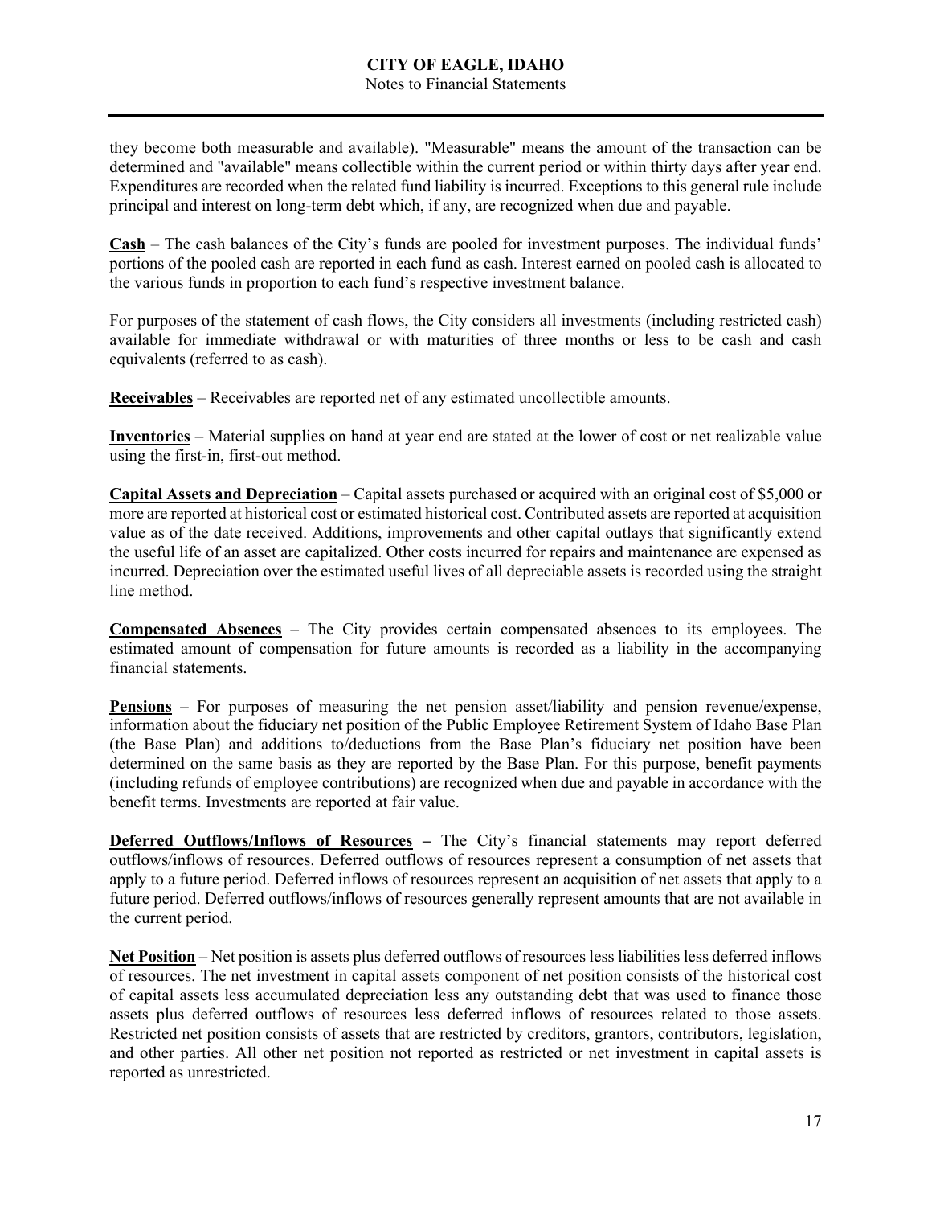they become both measurable and available). "Measurable" means the amount of the transaction can be determined and "available" means collectible within the current period or within thirty days after year end. Expenditures are recorded when the related fund liability is incurred. Exceptions to this general rule include principal and interest on long-term debt which, if any, are recognized when due and payable.

**Cash** – The cash balances of the City's funds are pooled for investment purposes. The individual funds' portions of the pooled cash are reported in each fund as cash. Interest earned on pooled cash is allocated to the various funds in proportion to each fund's respective investment balance.

For purposes of the statement of cash flows, the City considers all investments (including restricted cash) available for immediate withdrawal or with maturities of three months or less to be cash and cash equivalents (referred to as cash).

**Receivables** – Receivables are reported net of any estimated uncollectible amounts.

**Inventories** – Material supplies on hand at year end are stated at the lower of cost or net realizable value using the first-in, first-out method.

**Capital Assets and Depreciation** – Capital assets purchased or acquired with an original cost of $5,000 or more are reported at historical cost or estimated historical cost. Contributed assets are reported at acquisition value as of the date received. Additions, improvements and other capital outlays that significantly extend the useful life of an asset are capitalized. Other costs incurred for repairs and maintenance are expensed as incurred. Depreciation over the estimated useful lives of all depreciable assets is recorded using the straight line method.

**Compensated Absences** – The City provides certain compensated absences to its employees. The estimated amount of compensation for future amounts is recorded as a liability in the accompanying financial statements.

**Pensions** – For purposes of measuring the net pension asset/liability and pension revenue/expense, information about the fiduciary net position of the Public Employee Retirement System of Idaho Base Plan (the Base Plan) and additions to/deductions from the Base Plan's fiduciary net position have been determined on the same basis as they are reported by the Base Plan. For this purpose, benefit payments (including refunds of employee contributions) are recognized when due and payable in accordance with the benefit terms. Investments are reported at fair value.

**Deferred Outflows/Inflows of Resources** – The City's financial statements may report deferred outflows/inflows of resources. Deferred outflows of resources represent a consumption of net assets that apply to a future period. Deferred inflows of resources represent an acquisition of net assets that apply to a future period. Deferred outflows/inflows of resources generally represent amounts that are not available in the current period.

**Net Position** – Net position is assets plus deferred outflows of resources less liabilities less deferred inflows of resources. The net investment in capital assets component of net position consists of the historical cost of capital assets less accumulated depreciation less any outstanding debt that was used to finance those assets plus deferred outflows of resources less deferred inflows of resources related to those assets. Restricted net position consists of assets that are restricted by creditors, grantors, contributors, legislation, and other parties. All other net position not reported as restricted or net investment in capital assets is reported as unrestricted.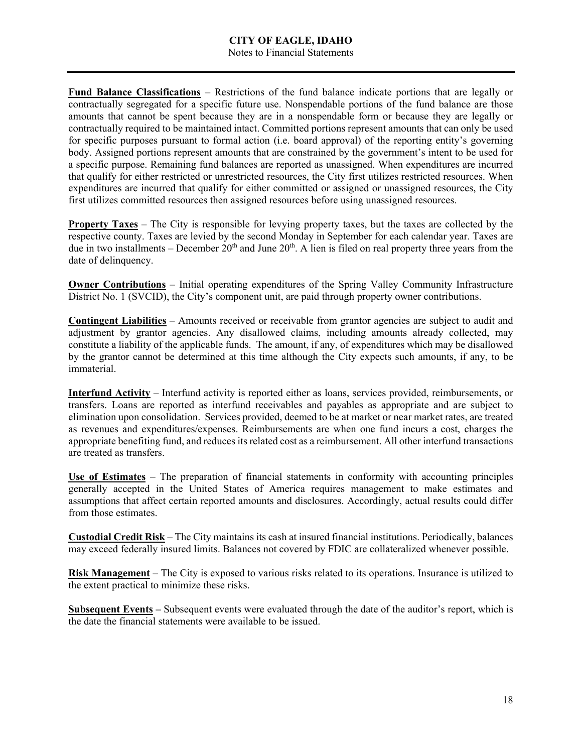**Fund Balance Classifications** – Restrictions of the fund balance indicate portions that are legally or contractually segregated for a specific future use. Nonspendable portions of the fund balance are those amounts that cannot be spent because they are in a nonspendable form or because they are legally or contractually required to be maintained intact. Committed portions represent amounts that can only be used for specific purposes pursuant to formal action (i.e. board approval) of the reporting entity's governing body. Assigned portions represent amounts that are constrained by the government's intent to be used for a specific purpose. Remaining fund balances are reported as unassigned. When expenditures are incurred that qualify for either restricted or unrestricted resources, the City first utilizes restricted resources. When expenditures are incurred that qualify for either committed or assigned or unassigned resources, the City first utilizes committed resources then assigned resources before using unassigned resources.

**Property Taxes** – The City is responsible for levying property taxes, but the taxes are collected by the respective county. Taxes are levied by the second Monday in September for each calendar year. Taxes are due in two installments – December 20th and June 20th. A lien is filed on real property three years from the date of delinquency.

**Owner Contributions** – Initial operating expenditures of the Spring Valley Community Infrastructure District No. 1 (SVCID), the City's component unit, are paid through property owner contributions.

**Contingent Liabilities** – Amounts received or receivable from grantor agencies are subject to audit and adjustment by grantor agencies. Any disallowed claims, including amounts already collected, may constitute a liability of the applicable funds. The amount, if any, of expenditures which may be disallowed by the grantor cannot be determined at this time although the City expects such amounts, if any, to be immaterial.

**Interfund Activity** – Interfund activity is reported either as loans, services provided, reimbursements, or transfers. Loans are reported as interfund receivables and payables as appropriate and are subject to elimination upon consolidation. Services provided, deemed to be at market or near market rates, are treated as revenues and expenditures/expenses. Reimbursements are when one fund incurs a cost, charges the appropriate benefiting fund, and reduces its related cost as a reimbursement. All other interfund transactions are treated as transfers.

**Use of Estimates** – The preparation of financial statements in conformity with accounting principles generally accepted in the United States of America requires management to make estimates and assumptions that affect certain reported amounts and disclosures. Accordingly, actual results could differ from those estimates.

**Custodial Credit Risk** – The City maintains its cash at insured financial institutions. Periodically, balances may exceed federally insured limits. Balances not covered by FDIC are collateralized whenever possible.

**Risk Management** – The City is exposed to various risks related to its operations. Insurance is utilized to the extent practical to minimize these risks.

**Subsequent Events –** Subsequent events were evaluated through the date of the auditor's report, which is the date the financial statements were available to be issued.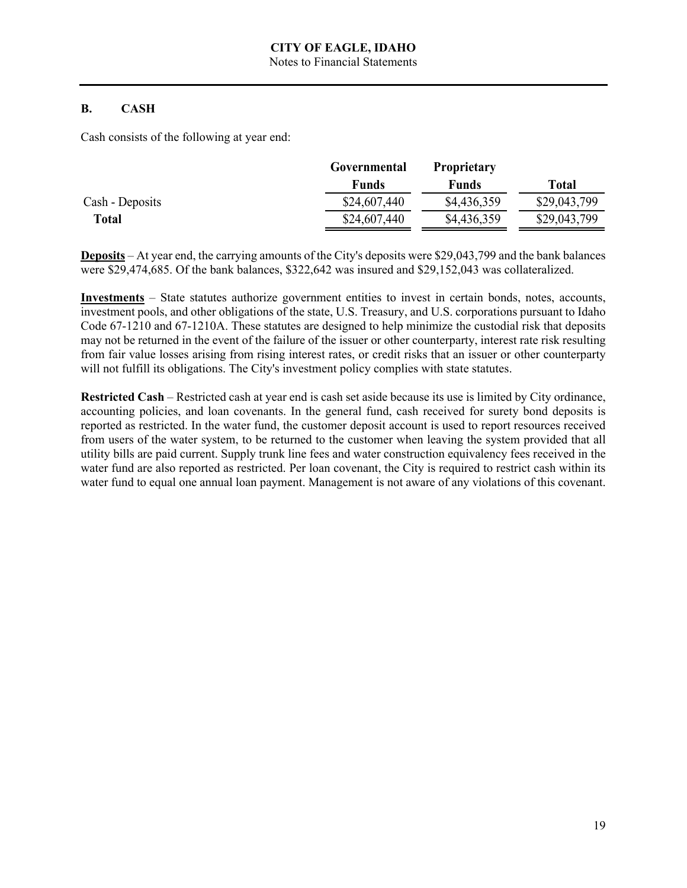## B. CASH

Cash consists of the following at year end:

| | Governmental Funds | Proprietary Funds | Total |
|---|---|---|---|
| Cash - Deposits | $24,607,440 | $4,436,359 | $29,043,799 |
| **Total** | $24,607,440 | $4,436,359 | $29,043,799 |

**Deposits** – At year end, the carrying amounts of the City's deposits were $29,043,799 and the bank balances were $29,474,685. Of the bank balances, $322,642 was insured and $29,152,043 was collateralized.

**Investments** – State statutes authorize government entities to invest in certain bonds, notes, accounts, investment pools, and other obligations of the state, U.S. Treasury, and U.S. corporations pursuant to Idaho Code 67-1210 and 67-1210A. These statutes are designed to help minimize the custodial risk that deposits may not be returned in the event of the failure of the issuer or other counterparty, interest rate risk resulting from fair value losses arising from rising interest rates, or credit risks that an issuer or other counterparty will not fulfill its obligations. The City's investment policy complies with state statutes.

**Restricted Cash** – Restricted cash at year end is cash set aside because its use is limited by City ordinance, accounting policies, and loan covenants. In the general fund, cash received for surety bond deposits is reported as restricted. In the water fund, the customer deposit account is used to report resources received from users of the water system, to be returned to the customer when leaving the system provided that all utility bills are paid current. Supply trunk line fees and water construction equivalency fees received in the water fund are also reported as restricted. Per loan covenant, the City is required to restrict cash within its water fund to equal one annual loan payment. Management is not aware of any violations of this covenant.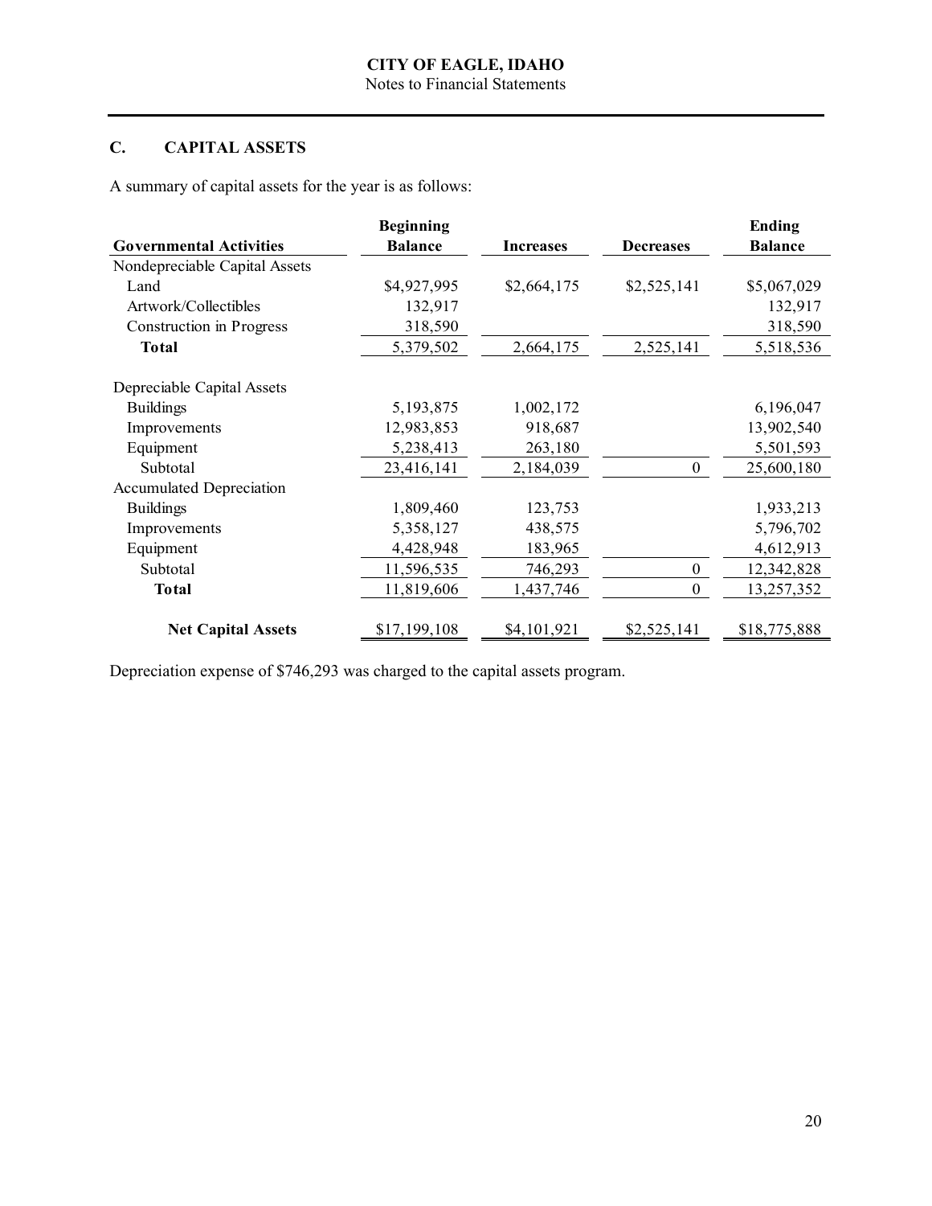## C. CAPITAL ASSETS

A summary of capital assets for the year is as follows:

| Governmental Activities | Beginning Balance | Increases | Decreases | Ending Balance |
|---|---|---|---|---|
| Nondepreciable Capital Assets | | | | |
| Land | $4,927,995 | $2,664,175 | $2,525,141 | $5,067,029 |
| Artwork/Collectibles | 132,917 | | | 132,917 |
| Construction in Progress | 318,590 | | | 318,590 |
| **Total** | 5,379,502 | 2,664,175 | 2,525,141 | 5,518,536 |
| Depreciable Capital Assets | | | | |
| Buildings | 5,193,875 | 1,002,172 | | 6,196,047 |
| Improvements | 12,983,853 | 918,687 | | 13,902,540 |
| Equipment | 5,238,413 | 263,180 | | 5,501,593 |
| Subtotal | 23,416,141 | 2,184,039 | 0 | 25,600,180 |
| Accumulated Depreciation | | | | |
| Buildings | 1,809,460 | 123,753 | | 1,933,213 |
| Improvements | 5,358,127 | 438,575 | | 5,796,702 |
| Equipment | 4,428,948 | 183,965 | | 4,612,913 |
| Subtotal | 11,596,535 | 746,293 | 0 | 12,342,828 |
| **Total** | 11,819,606 | 1,437,746 | 0 | 13,257,352 |
| **Net Capital Assets** | $17,199,108 | $4,101,921 | $2,525,141 | $18,775,888 |

Depreciation expense of $746,293 was charged to the capital assets program.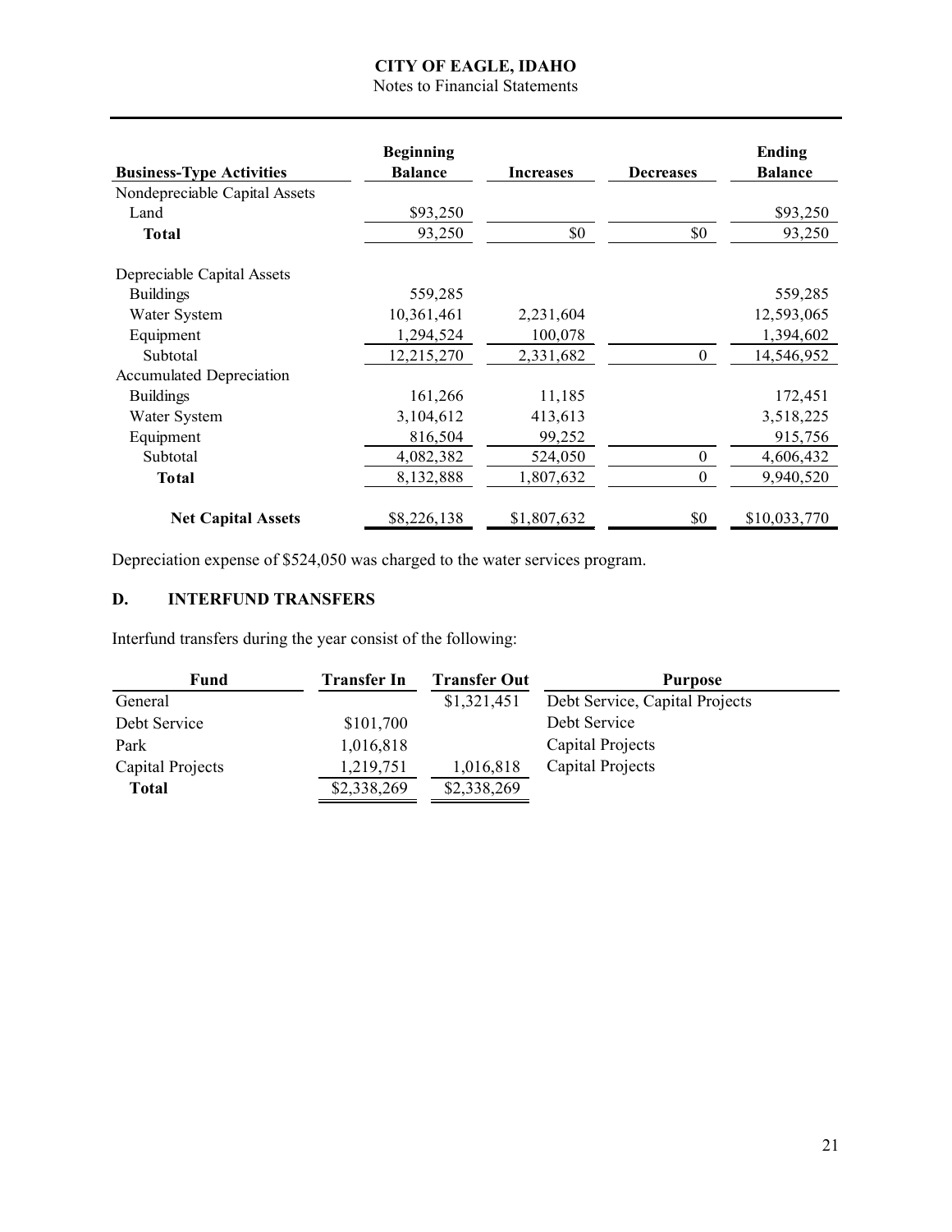| Business-Type Activities | Beginning Balance | Increases | Decreases | Ending Balance |
|---|---|---|---|---|
| Nondepreciable Capital Assets | | | | |
| Land | $93,250 | | | $93,250 |
| **Total** | 93,250 | $0 | $0 | 93,250 |
| | | | | |
| Depreciable Capital Assets | | | | |
| Buildings | 559,285 | | | 559,285 |
| Water System | 10,361,461 | 2,231,604 | | 12,593,065 |
| Equipment | 1,294,524 | 100,078 | | 1,394,602 |
| Subtotal | 12,215,270 | 2,331,682 | 0 | 14,546,952 |
| Accumulated Depreciation | | | | |
| Buildings | 161,266 | 11,185 | | 172,451 |
| Water System | 3,104,612 | 413,613 | | 3,518,225 |
| Equipment | 816,504 | 99,252 | | 915,756 |
| Subtotal | 4,082,382 | 524,050 | 0 | 4,606,432 |
| **Total** | 8,132,888 | 1,807,632 | 0 | 9,940,520 |
| | | | | |
| **Net Capital Assets** | $8,226,138 | $1,807,632 | $0 | $10,033,770 |

Depreciation expense of $524,050 was charged to the water services program.

## D. INTERFUND TRANSFERS

Interfund transfers during the year consist of the following:

| Fund | Transfer In | Transfer Out | Purpose |
|---|---|---|---|
| General | | $1,321,451 | Debt Service, Capital Projects |
| Debt Service | $101,700 | | Debt Service |
| Park | 1,016,818 | | Capital Projects |
| Capital Projects | 1,219,751 | 1,016,818 | Capital Projects |
| **Total** | $2,338,269 | $2,338,269 | |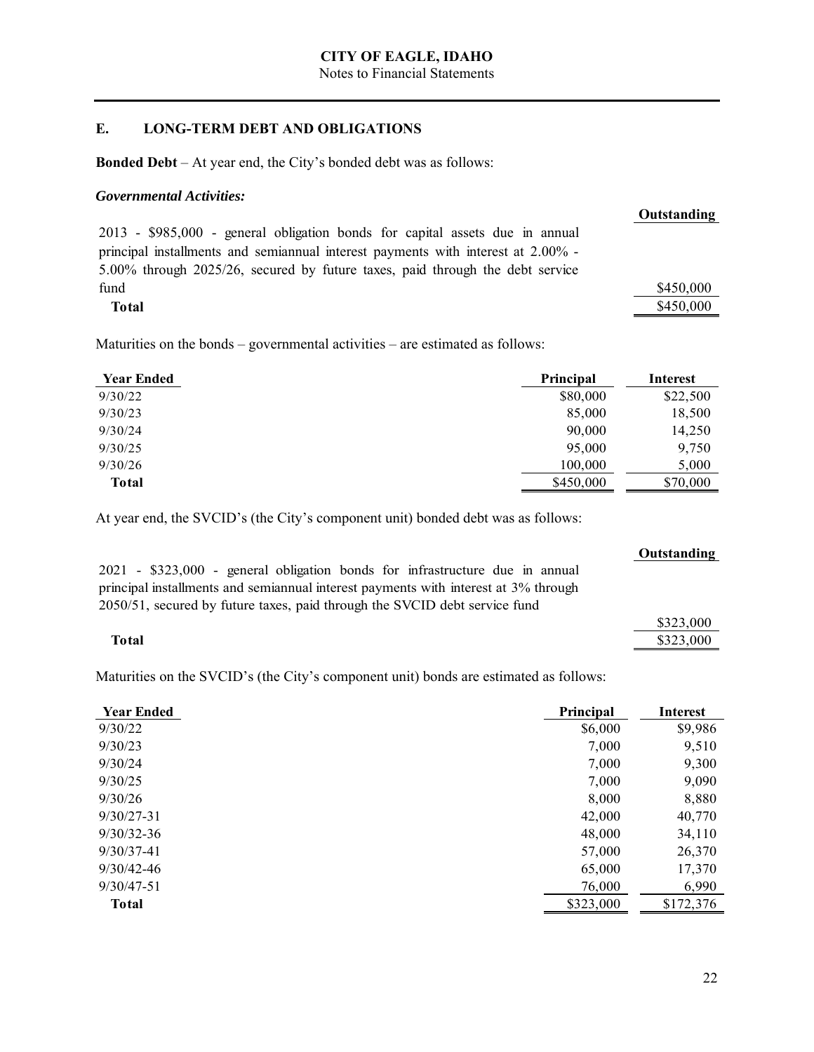## E. LONG-TERM DEBT AND OBLIGATIONS

**Bonded Debt** – At year end, the City's bonded debt was as follows:

***Governmental Activities:***

| | Outstanding |
|---|---|
| 2013 - $985,000 - general obligation bonds for capital assets due in annual principal installments and semiannual interest payments with interest at 2.00% - 5.00% through 2025/26, secured by future taxes, paid through the debt service fund | $450,000 |
| **Total** | $450,000 |

Maturities on the bonds – governmental activities – are estimated as follows:

| Year Ended | Principal | Interest |
|---|---|---|
| 9/30/22 | $80,000 | $22,500 |
| 9/30/23 | 85,000 | 18,500 |
| 9/30/24 | 90,000 | 14,250 |
| 9/30/25 | 95,000 | 9,750 |
| 9/30/26 | 100,000 | 5,000 |
| **Total** | $450,000 | $70,000 |

At year end, the SVCID's (the City's component unit) bonded debt was as follows:

| | Outstanding |
|---|---|
| 2021 - $323,000 - general obligation bonds for infrastructure due in annual principal installments and semiannual interest payments with interest at 3% through 2050/51, secured by future taxes, paid through the SVCID debt service fund | $323,000 |
| **Total** | $323,000 |

Maturities on the SVCID's (the City's component unit) bonds are estimated as follows:

| Year Ended | Principal | Interest |
|---|---|---|
| 9/30/22 | $6,000 | $9,986 |
| 9/30/23 | 7,000 | 9,510 |
| 9/30/24 | 7,000 | 9,300 |
| 9/30/25 | 7,000 | 9,090 |
| 9/30/26 | 8,000 | 8,880 |
| 9/30/27-31 | 42,000 | 40,770 |
| 9/30/32-36 | 48,000 | 34,110 |
| 9/30/37-41 | 57,000 | 26,370 |
| 9/30/42-46 | 65,000 | 17,370 |
| 9/30/47-51 | 76,000 | 6,990 |
| **Total** | $323,000 | $172,376 |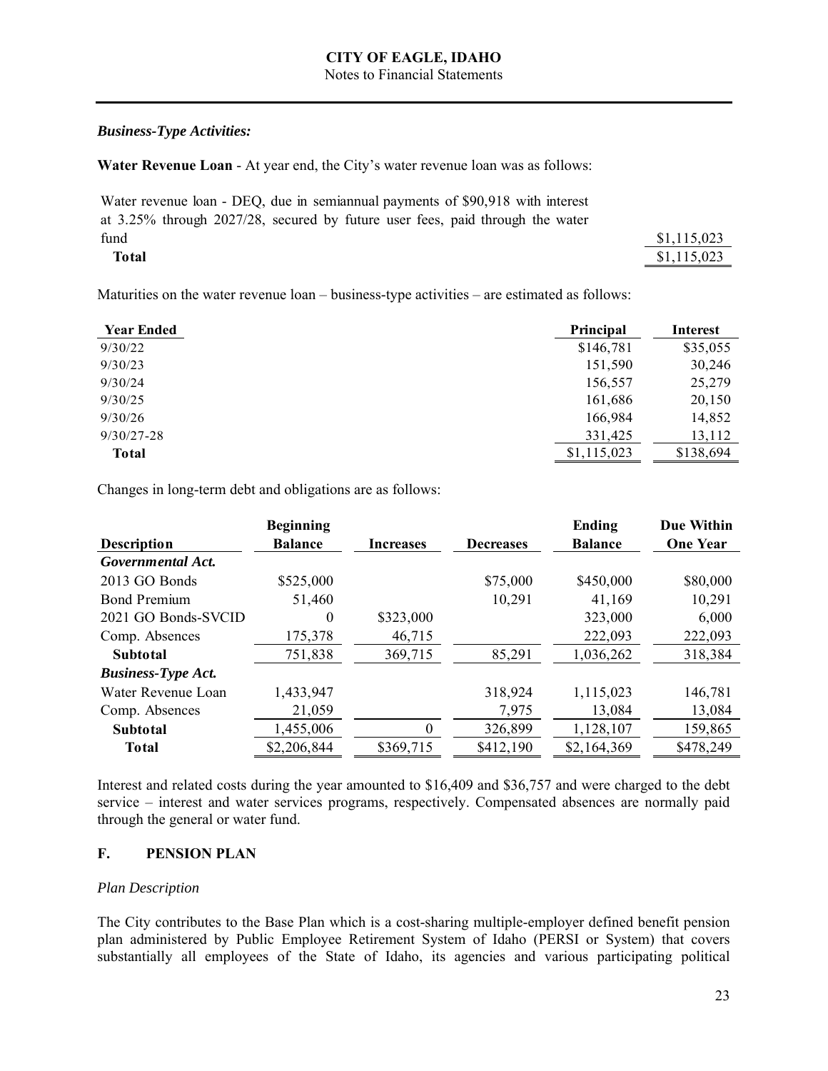*Business-Type Activities:*

**Water Revenue Loan** - At year end, the City's water revenue loan was as follows:

| | |
|---|---|
| Water revenue loan - DEQ, due in semiannual payments of $90,918 with interest at 3.25% through 2027/28, secured by future user fees, paid through the water fund | $1,115,023 |
| **Total** | $1,115,023 |

Maturities on the water revenue loan – business-type activities – are estimated as follows:

| Year Ended | Principal | Interest |
|---|---|---|
| 9/30/22 | $146,781 | $35,055 |
| 9/30/23 | 151,590 | 30,246 |
| 9/30/24 | 156,557 | 25,279 |
| 9/30/25 | 161,686 | 20,150 |
| 9/30/26 | 166,984 | 14,852 |
| 9/30/27-28 | 331,425 | 13,112 |
| **Total** | $1,115,023 | $138,694 |

Changes in long-term debt and obligations are as follows:

| Description | Beginning Balance | Increases | Decreases | Ending Balance | Due Within One Year |
|---|---|---|---|---|---|
| ***Governmental Act.*** | | | | | |
| 2013 GO Bonds | $525,000 | | $75,000 | $450,000 | $80,000 |
| Bond Premium | 51,460 | | 10,291 | 41,169 | 10,291 |
| 2021 GO Bonds-SVCID | 0 | $323,000 | | 323,000 | 6,000 |
| Comp. Absences | 175,378 | 46,715 | | 222,093 | 222,093 |
| **Subtotal** | 751,838 | 369,715 | 85,291 | 1,036,262 | 318,384 |
| ***Business-Type Act.*** | | | | | |
| Water Revenue Loan | 1,433,947 | | 318,924 | 1,115,023 | 146,781 |
| Comp. Absences | 21,059 | | 7,975 | 13,084 | 13,084 |
| **Subtotal** | 1,455,006 | 0 | 326,899 | 1,128,107 | 159,865 |
| **Total** | $2,206,844 | $369,715 | $412,190 | $2,164,369 | $478,249 |

Interest and related costs during the year amounted to $16,409 and $36,757 and were charged to the debt service – interest and water services programs, respectively. Compensated absences are normally paid through the general or water fund.

## F. PENSION PLAN

*Plan Description*

The City contributes to the Base Plan which is a cost-sharing multiple-employer defined benefit pension plan administered by Public Employee Retirement System of Idaho (PERSI or System) that covers substantially all employees of the State of Idaho, its agencies and various participating political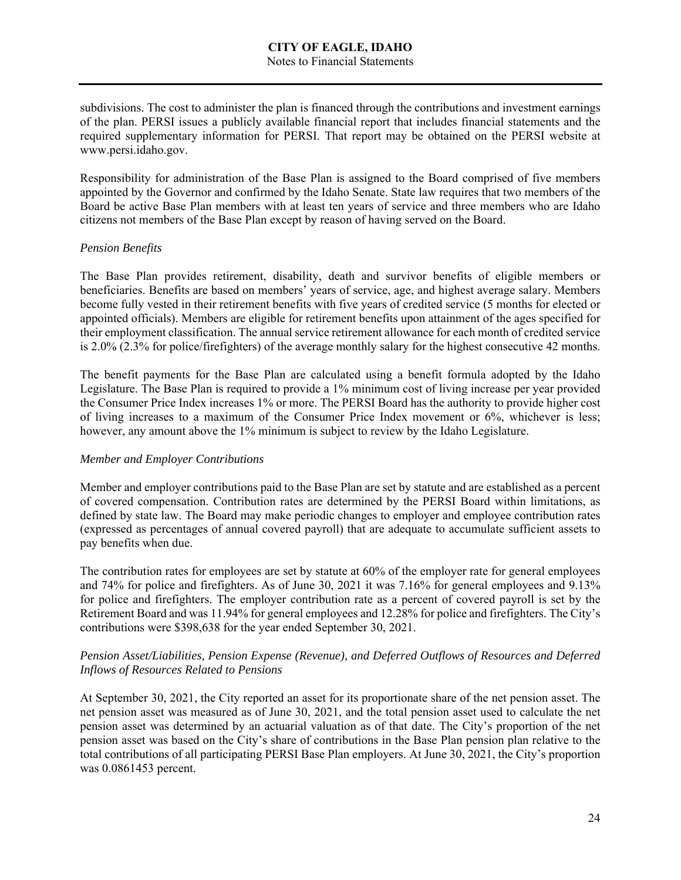subdivisions. The cost to administer the plan is financed through the contributions and investment earnings of the plan. PERSI issues a publicly available financial report that includes financial statements and the required supplementary information for PERSI. That report may be obtained on the PERSI website at www.persi.idaho.gov.

Responsibility for administration of the Base Plan is assigned to the Board comprised of five members appointed by the Governor and confirmed by the Idaho Senate. State law requires that two members of the Board be active Base Plan members with at least ten years of service and three members who are Idaho citizens not members of the Base Plan except by reason of having served on the Board.

*Pension Benefits*

The Base Plan provides retirement, disability, death and survivor benefits of eligible members or beneficiaries. Benefits are based on members' years of service, age, and highest average salary. Members become fully vested in their retirement benefits with five years of credited service (5 months for elected or appointed officials). Members are eligible for retirement benefits upon attainment of the ages specified for their employment classification. The annual service retirement allowance for each month of credited service is 2.0% (2.3% for police/firefighters) of the average monthly salary for the highest consecutive 42 months.

The benefit payments for the Base Plan are calculated using a benefit formula adopted by the Idaho Legislature. The Base Plan is required to provide a 1% minimum cost of living increase per year provided the Consumer Price Index increases 1% or more. The PERSI Board has the authority to provide higher cost of living increases to a maximum of the Consumer Price Index movement or 6%, whichever is less; however, any amount above the 1% minimum is subject to review by the Idaho Legislature.

*Member and Employer Contributions*

Member and employer contributions paid to the Base Plan are set by statute and are established as a percent of covered compensation. Contribution rates are determined by the PERSI Board within limitations, as defined by state law. The Board may make periodic changes to employer and employee contribution rates (expressed as percentages of annual covered payroll) that are adequate to accumulate sufficient assets to pay benefits when due.

The contribution rates for employees are set by statute at 60% of the employer rate for general employees and 74% for police and firefighters. As of June 30, 2021 it was 7.16% for general employees and 9.13% for police and firefighters. The employer contribution rate as a percent of covered payroll is set by the Retirement Board and was 11.94% for general employees and 12.28% for police and firefighters. The City's contributions were $398,638 for the year ended September 30, 2021.

*Pension Asset/Liabilities, Pension Expense (Revenue), and Deferred Outflows of Resources and Deferred Inflows of Resources Related to Pensions*

At September 30, 2021, the City reported an asset for its proportionate share of the net pension asset. The net pension asset was measured as of June 30, 2021, and the total pension asset used to calculate the net pension asset was determined by an actuarial valuation as of that date. The City's proportion of the net pension asset was based on the City's share of contributions in the Base Plan pension plan relative to the total contributions of all participating PERSI Base Plan employers. At June 30, 2021, the City's proportion was 0.0861453 percent.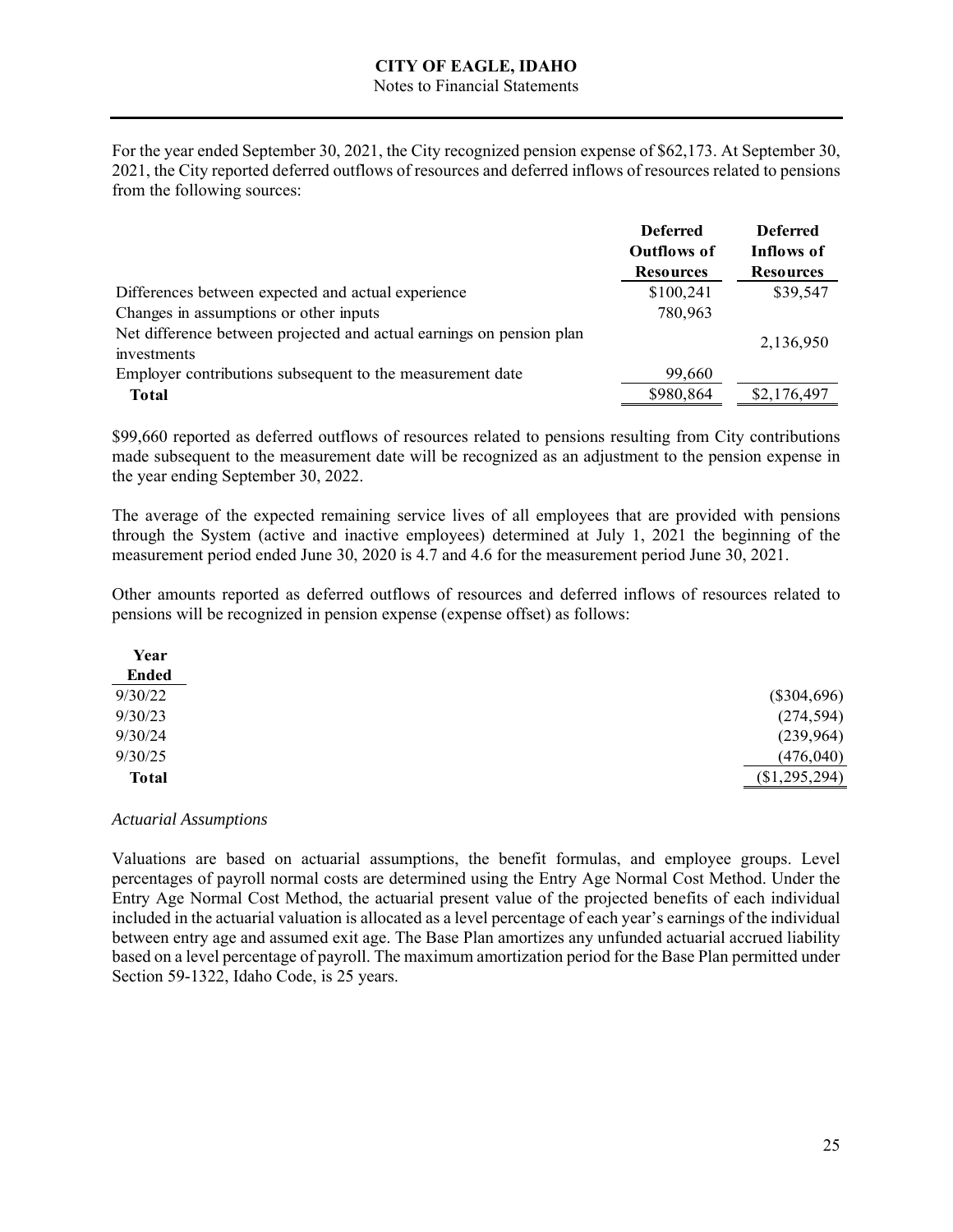For the year ended September 30, 2021, the City recognized pension expense of $62,173. At September 30, 2021, the City reported deferred outflows of resources and deferred inflows of resources related to pensions from the following sources:

| | Deferred Outflows of Resources | Deferred Inflows of Resources |
|---|---|---|
| Differences between expected and actual experience | $100,241 | $39,547 |
| Changes in assumptions or other inputs | 780,963 | |
| Net difference between projected and actual earnings on pension plan investments | | 2,136,950 |
| Employer contributions subsequent to the measurement date | 99,660 | |
| **Total** | $980,864 | $2,176,497 |

$99,660 reported as deferred outflows of resources related to pensions resulting from City contributions made subsequent to the measurement date will be recognized as an adjustment to the pension expense in the year ending September 30, 2022.

The average of the expected remaining service lives of all employees that are provided with pensions through the System (active and inactive employees) determined at July 1, 2021 the beginning of the measurement period ended June 30, 2020 is 4.7 and 4.6 for the measurement period June 30, 2021.

Other amounts reported as deferred outflows of resources and deferred inflows of resources related to pensions will be recognized in pension expense (expense offset) as follows:

| Year Ended | |
|---|---|
| 9/30/22 | ($304,696) |
| 9/30/23 | (274,594) |
| 9/30/24 | (239,964) |
| 9/30/25 | (476,040) |
| **Total** | ($1,295,294) |

*Actuarial Assumptions*

Valuations are based on actuarial assumptions, the benefit formulas, and employee groups. Level percentages of payroll normal costs are determined using the Entry Age Normal Cost Method. Under the Entry Age Normal Cost Method, the actuarial present value of the projected benefits of each individual included in the actuarial valuation is allocated as a level percentage of each year's earnings of the individual between entry age and assumed exit age. The Base Plan amortizes any unfunded actuarial accrued liability based on a level percentage of payroll. The maximum amortization period for the Base Plan permitted under Section 59-1322, Idaho Code, is 25 years.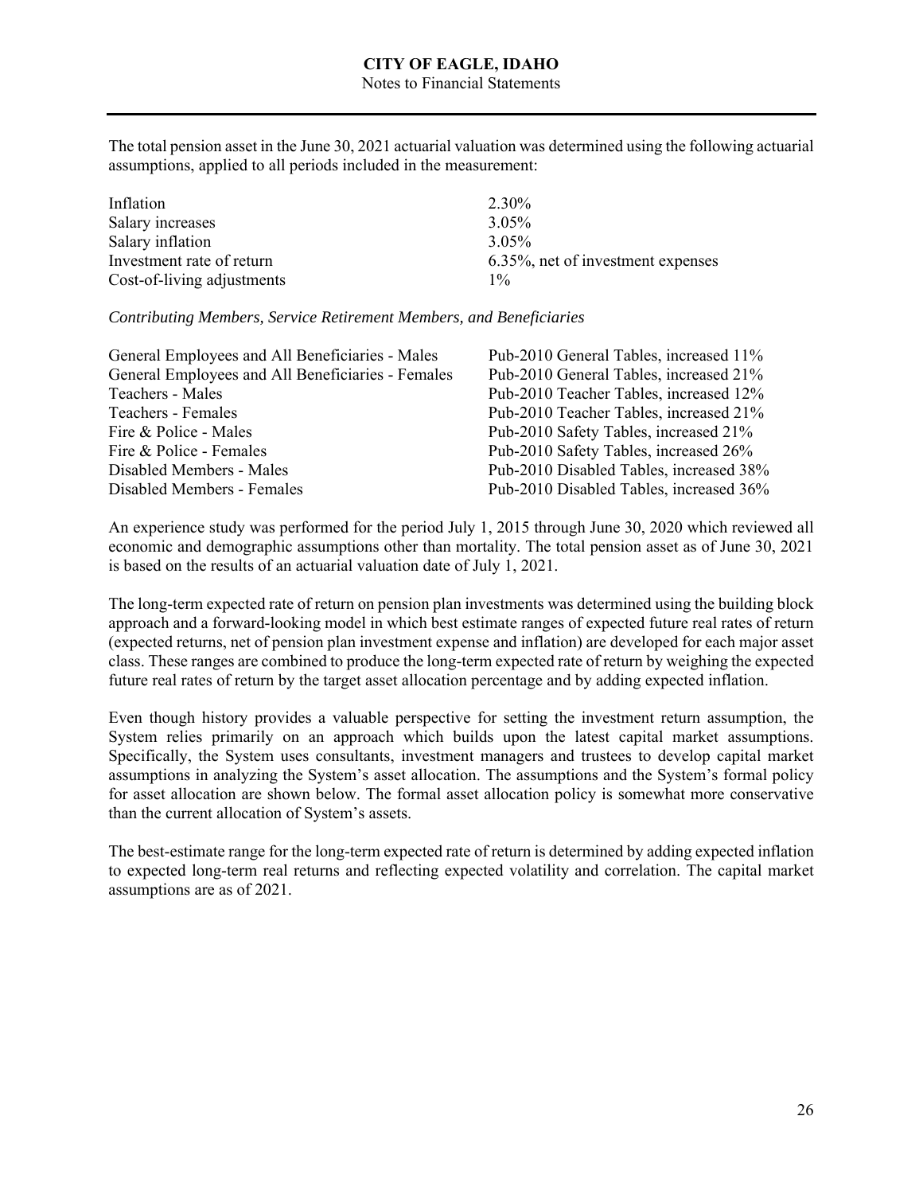The total pension asset in the June 30, 2021 actuarial valuation was determined using the following actuarial assumptions, applied to all periods included in the measurement:

| | |
|---|---|
| Inflation | 2.30% |
| Salary increases | 3.05% |
| Salary inflation | 3.05% |
| Investment rate of return | 6.35%, net of investment expenses |
| Cost-of-living adjustments | 1% |

*Contributing Members, Service Retirement Members, and Beneficiaries*

| | |
|---|---|
| General Employees and All Beneficiaries - Males | Pub-2010 General Tables, increased 11% |
| General Employees and All Beneficiaries - Females | Pub-2010 General Tables, increased 21% |
| Teachers - Males | Pub-2010 Teacher Tables, increased 12% |
| Teachers - Females | Pub-2010 Teacher Tables, increased 21% |
| Fire & Police - Males | Pub-2010 Safety Tables, increased 21% |
| Fire & Police - Females | Pub-2010 Safety Tables, increased 26% |
| Disabled Members - Males | Pub-2010 Disabled Tables, increased 38% |
| Disabled Members - Females | Pub-2010 Disabled Tables, increased 36% |

An experience study was performed for the period July 1, 2015 through June 30, 2020 which reviewed all economic and demographic assumptions other than mortality. The total pension asset as of June 30, 2021 is based on the results of an actuarial valuation date of July 1, 2021.

The long-term expected rate of return on pension plan investments was determined using the building block approach and a forward-looking model in which best estimate ranges of expected future real rates of return (expected returns, net of pension plan investment expense and inflation) are developed for each major asset class. These ranges are combined to produce the long-term expected rate of return by weighing the expected future real rates of return by the target asset allocation percentage and by adding expected inflation.

Even though history provides a valuable perspective for setting the investment return assumption, the System relies primarily on an approach which builds upon the latest capital market assumptions. Specifically, the System uses consultants, investment managers and trustees to develop capital market assumptions in analyzing the System's asset allocation. The assumptions and the System's formal policy for asset allocation are shown below. The formal asset allocation policy is somewhat more conservative than the current allocation of System's assets.

The best-estimate range for the long-term expected rate of return is determined by adding expected inflation to expected long-term real returns and reflecting expected volatility and correlation. The capital market assumptions are as of 2021.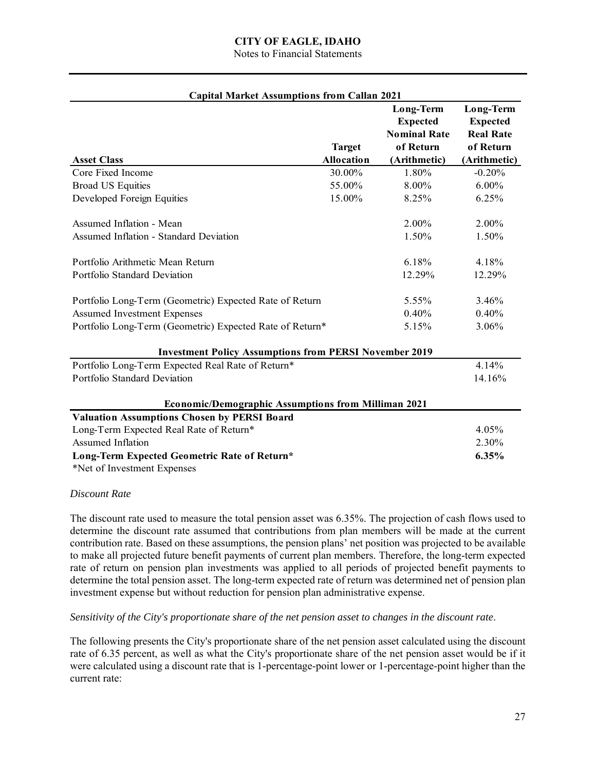| Capital Market Assumptions from Callan 2021 | | | |
|---|---|---|---|
| **Asset Class** | **Target Allocation** | **Long-Term Expected Nominal Rate of Return (Arithmetic)** | **Long-Term Expected Real Rate of Return (Arithmetic)** |
| Core Fixed Income | 30.00% | 1.80% | -0.20% |
| Broad US Equities | 55.00% | 8.00% | 6.00% |
| Developed Foreign Equities | 15.00% | 8.25% | 6.25% |
| | | | |
| Assumed Inflation - Mean | | 2.00% | 2.00% |
| Assumed Inflation - Standard Deviation | | 1.50% | 1.50% |
| | | | |
| Portfolio Arithmetic Mean Return | | 6.18% | 4.18% |
| Portfolio Standard Deviation | | 12.29% | 12.29% |
| | | | |
| Portfolio Long-Term (Geometric) Expected Rate of Return | | 5.55% | 3.46% |
| Assumed Investment Expenses | | 0.40% | 0.40% |
| Portfolio Long-Term (Geometric) Expected Rate of Return* | | 5.15% | 3.06% |

| Investment Policy Assumptions from PERSI November 2019 | |
|---|---|
| Portfolio Long-Term Expected Real Rate of Return* | 4.14% |
| Portfolio Standard Deviation | 14.16% |

| Economic/Demographic Assumptions from Milliman 2021 | |
|---|---|
| **Valuation Assumptions Chosen by PERSI Board** | |
| Long-Term Expected Real Rate of Return* | 4.05% |
| Assumed Inflation | 2.30% |
| **Long-Term Expected Geometric Rate of Return*** | **6.35%** |

*Net of Investment Expenses

*Discount Rate*

The discount rate used to measure the total pension asset was 6.35%. The projection of cash flows used to determine the discount rate assumed that contributions from plan members will be made at the current contribution rate. Based on these assumptions, the pension plans' net position was projected to be available to make all projected future benefit payments of current plan members. Therefore, the long-term expected rate of return on pension plan investments was applied to all periods of projected benefit payments to determine the total pension asset. The long-term expected rate of return was determined net of pension plan investment expense but without reduction for pension plan administrative expense.

*Sensitivity of the City's proportionate share of the net pension asset to changes in the discount rate.*

The following presents the City's proportionate share of the net pension asset calculated using the discount rate of 6.35 percent, as well as what the City's proportionate share of the net pension asset would be if it were calculated using a discount rate that is 1-percentage-point lower or 1-percentage-point higher than the current rate: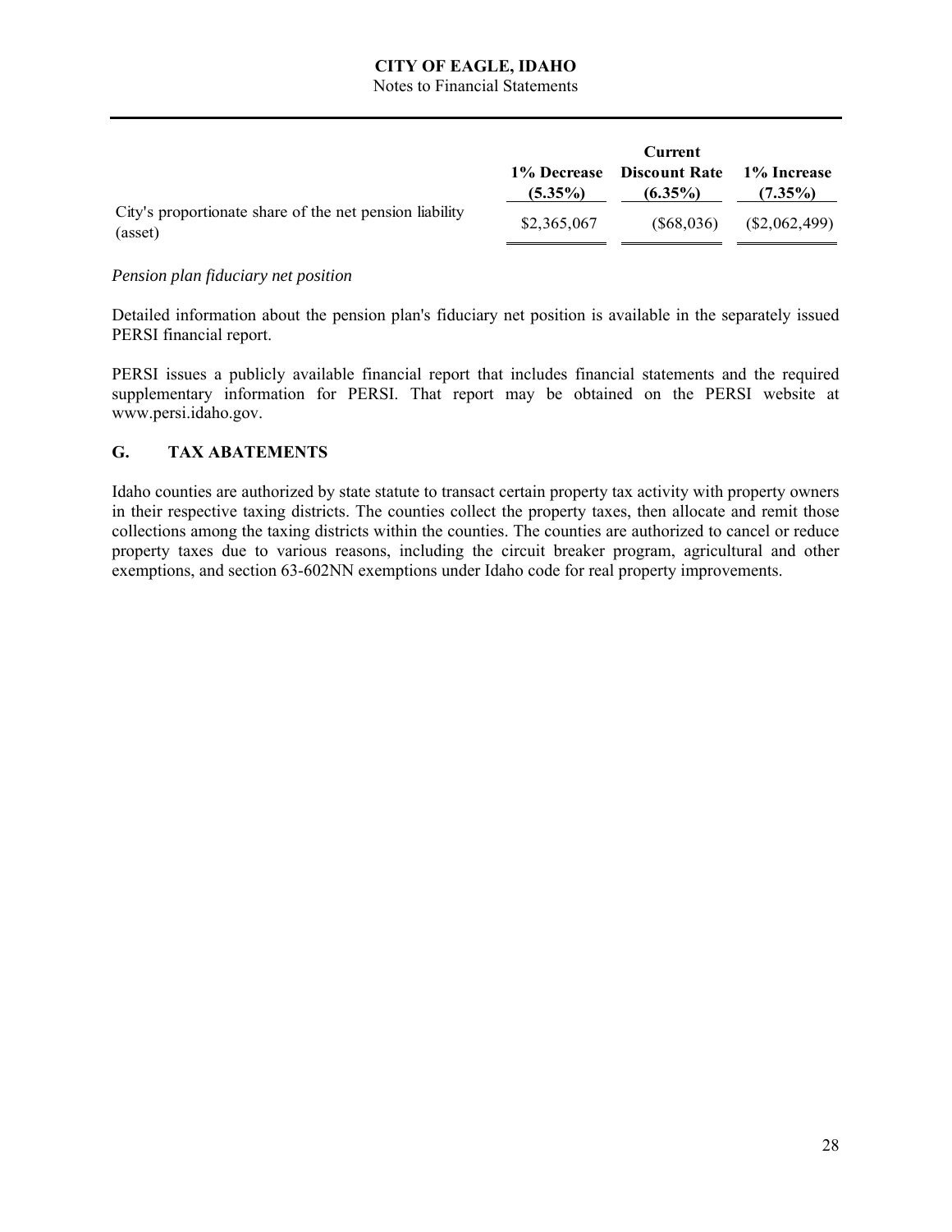| | 1% Decrease (5.35%) | Current Discount Rate (6.35%) | 1% Increase (7.35%) |
|---|---|---|---|
| City's proportionate share of the net pension liability (asset) | $2,365,067 | ($68,036) | ($2,062,499) |

*Pension plan fiduciary net position*

Detailed information about the pension plan's fiduciary net position is available in the separately issued PERSI financial report.

PERSI issues a publicly available financial report that includes financial statements and the required supplementary information for PERSI. That report may be obtained on the PERSI website at www.persi.idaho.gov.

## G. TAX ABATEMENTS

Idaho counties are authorized by state statute to transact certain property tax activity with property owners in their respective taxing districts. The counties collect the property taxes, then allocate and remit those collections among the taxing districts within the counties. The counties are authorized to cancel or reduce property taxes due to various reasons, including the circuit breaker program, agricultural and other exemptions, and section 63-602NN exemptions under Idaho code for real property improvements.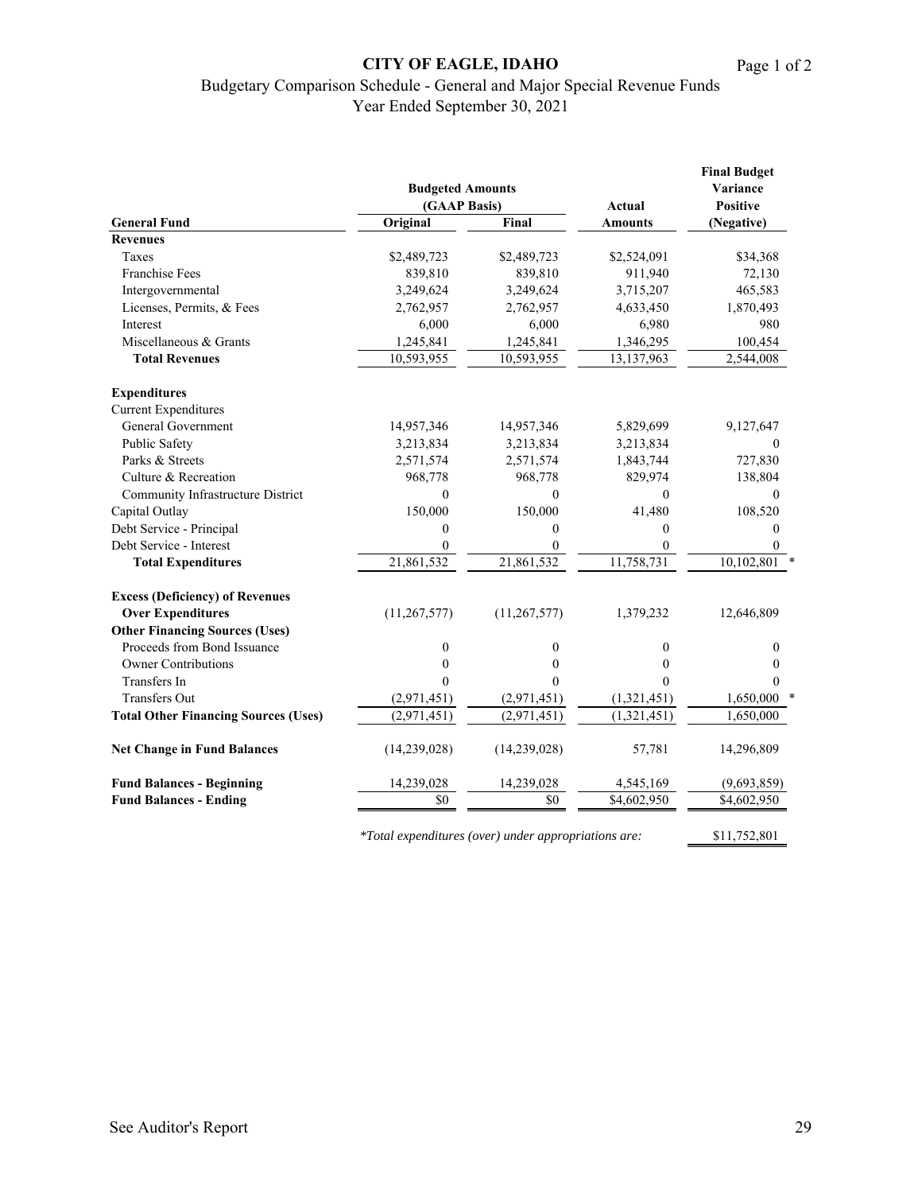# CITY OF EAGLE, IDAHO

Budgetary Comparison Schedule - General and Major Special Revenue Funds

Year Ended September 30, 2021

| General Fund | Budgeted Amounts (GAAP Basis) Original | Final | Actual Amounts | Final Budget Variance Positive (Negative) |
|---|---|---|---|---|
| **Revenues** | | | | |
| Taxes | $2,489,723 | $2,489,723 | $2,524,091 | $34,368 |
| Franchise Fees | 839,810 | 839,810 | 911,940 | 72,130 |
| Intergovernmental | 3,249,624 | 3,249,624 | 3,715,207 | 465,583 |
| Licenses, Permits, & Fees | 2,762,957 | 2,762,957 | 4,633,450 | 1,870,493 |
| Interest | 6,000 | 6,000 | 6,980 | 980 |
| Miscellaneous & Grants | 1,245,841 | 1,245,841 | 1,346,295 | 100,454 |
| **Total Revenues** | 10,593,955 | 10,593,955 | 13,137,963 | 2,544,008 |
| **Expenditures** | | | | |
| Current Expenditures | | | | |
| General Government | 14,957,346 | 14,957,346 | 5,829,699 | 9,127,647 |
| Public Safety | 3,213,834 | 3,213,834 | 3,213,834 | 0 |
| Parks & Streets | 2,571,574 | 2,571,574 | 1,843,744 | 727,830 |
| Culture & Recreation | 968,778 | 968,778 | 829,974 | 138,804 |
| Community Infrastructure District | 0 | 0 | 0 | 0 |
| Capital Outlay | 150,000 | 150,000 | 41,480 | 108,520 |
| Debt Service - Principal | 0 | 0 | 0 | 0 |
| Debt Service - Interest | 0 | 0 | 0 | 0 |
| **Total Expenditures** | 21,861,532 | 21,861,532 | 11,758,731 | 10,102,801 * |
| **Excess (Deficiency) of Revenues Over Expenditures** | (11,267,577) | (11,267,577) | 1,379,232 | 12,646,809 |
| **Other Financing Sources (Uses)** | | | | |
| Proceeds from Bond Issuance | 0 | 0 | 0 | 0 |
| Owner Contributions | 0 | 0 | 0 | 0 |
| Transfers In | 0 | 0 | 0 | 0 |
| Transfers Out | (2,971,451) | (2,971,451) | (1,321,451) | 1,650,000 * |
| **Total Other Financing Sources (Uses)** | (2,971,451) | (2,971,451) | (1,321,451) | 1,650,000 |
| **Net Change in Fund Balances** | (14,239,028) | (14,239,028) | 57,781 | 14,296,809 |
| **Fund Balances - Beginning** | 14,239,028 | 14,239,028 | 4,545,169 | (9,693,859) |
| **Fund Balances - Ending** | $0 | $0 | $4,602,950 | $4,602,950 |

*\*Total expenditures (over) under appropriations are:* $11,752,801

See Auditor's Report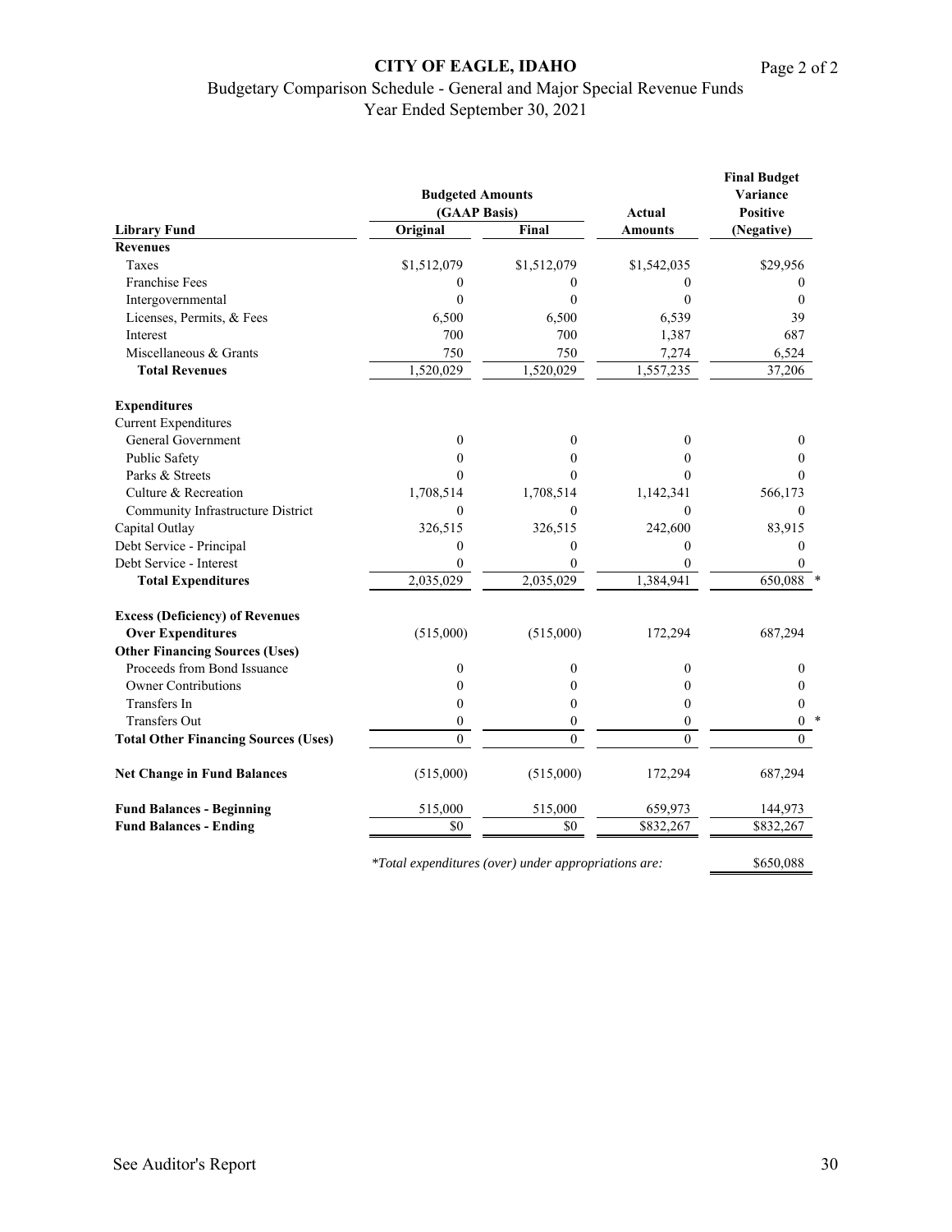# CITY OF EAGLE, IDAHO

Budgetary Comparison Schedule - General and Major Special Revenue Funds
Year Ended September 30, 2021

| Library Fund | Budgeted Amounts (GAAP Basis) Original | Final | Actual Amounts | Final Budget Variance Positive (Negative) |
|---|---|---|---|---|
| **Revenues** | | | | |
| Taxes | $1,512,079 | $1,512,079 | $1,542,035 | $29,956 |
| Franchise Fees | 0 | 0 | 0 | 0 |
| Intergovernmental | 0 | 0 | 0 | 0 |
| Licenses, Permits, & Fees | 6,500 | 6,500 | 6,539 | 39 |
| Interest | 700 | 700 | 1,387 | 687 |
| Miscellaneous & Grants | 750 | 750 | 7,274 | 6,524 |
| **Total Revenues** | 1,520,029 | 1,520,029 | 1,557,235 | 37,206 |
| **Expenditures** | | | | |
| Current Expenditures | | | | |
| General Government | 0 | 0 | 0 | 0 |
| Public Safety | 0 | 0 | 0 | 0 |
| Parks & Streets | 0 | 0 | 0 | 0 |
| Culture & Recreation | 1,708,514 | 1,708,514 | 1,142,341 | 566,173 |
| Community Infrastructure District | 0 | 0 | 0 | 0 |
| Capital Outlay | 326,515 | 326,515 | 242,600 | 83,915 |
| Debt Service - Principal | 0 | 0 | 0 | 0 |
| Debt Service - Interest | 0 | 0 | 0 | 0 |
| **Total Expenditures** | 2,035,029 | 2,035,029 | 1,384,941 | 650,088 * |
| **Excess (Deficiency) of Revenues Over Expenditures** | (515,000) | (515,000) | 172,294 | 687,294 |
| **Other Financing Sources (Uses)** | | | | |
| Proceeds from Bond Issuance | 0 | 0 | 0 | 0 |
| Owner Contributions | 0 | 0 | 0 | 0 |
| Transfers In | 0 | 0 | 0 | 0 |
| Transfers Out | 0 | 0 | 0 | 0 * |
| **Total Other Financing Sources (Uses)** | 0 | 0 | 0 | 0 |
| **Net Change in Fund Balances** | (515,000) | (515,000) | 172,294 | 687,294 |
| **Fund Balances - Beginning** | 515,000 | 515,000 | 659,973 | 144,973 |
| **Fund Balances - Ending** | $0 | $0 | $832,267 | $832,267 |

*\*Total expenditures (over) under appropriations are:* $650,088

See Auditor's Report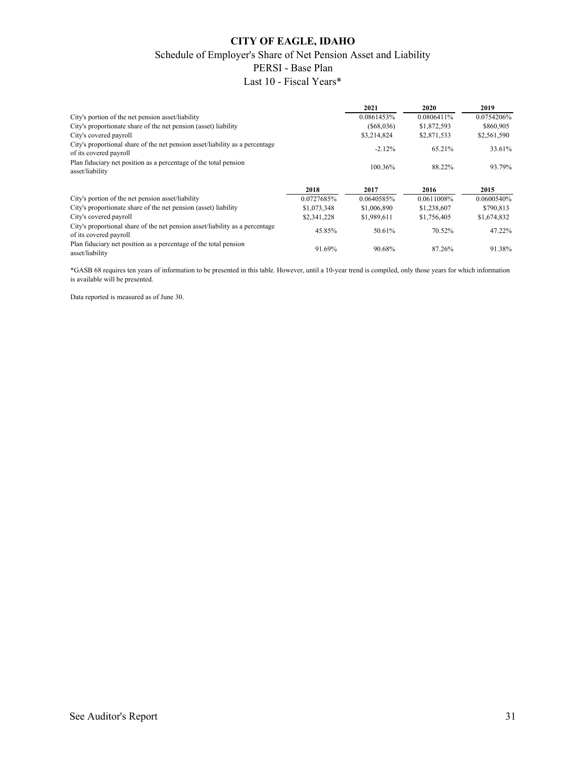# CITY OF EAGLE, IDAHO

## Schedule of Employer's Share of Net Pension Asset and Liability

## PERSI - Base Plan

## Last 10 - Fiscal Years*

| | 2021 | 2020 | 2019 |
|---|---|---|---|
| City's portion of the net pension asset/liability | 0.0861453% | 0.0806411% | 0.0754206% |
| City's proportionate share of the net pension (asset) liability | ($68,036) | $1,872,593 | $860,905 |
| City's covered payroll | $3,214,824 | $2,871,533 | $2,561,590 |
| City's proportional share of the net pension asset/liability as a percentage of its covered payroll | -2.12% | 65.21% | 33.61% |
| Plan fiduciary net position as a percentage of the total pension asset/liability | 100.36% | 88.22% | 93.79% |

| | 2018 | 2017 | 2016 | 2015 |
|---|---|---|---|---|
| City's portion of the net pension asset/liability | 0.0727685% | 0.0640585% | 0.0611008% | 0.0600540% |
| City's proportionate share of the net pension (asset) liability | $1,073,348 | $1,006,890 | $1,238,607 | $790,813 |
| City's covered payroll | $2,341,228 | $1,989,611 | $1,756,405 | $1,674,832 |
| City's proportional share of the net pension asset/liability as a percentage of its covered payroll | 45.85% | 50.61% | 70.52% | 47.22% |
| Plan fiduciary net position as a percentage of the total pension asset/liability | 91.69% | 90.68% | 87.26% | 91.38% |

*GASB 68 requires ten years of information to be presented in this table. However, until a 10-year trend is compiled, only those years for which information is available will be presented.

Data reported is measured as of June 30.

See Auditor's Report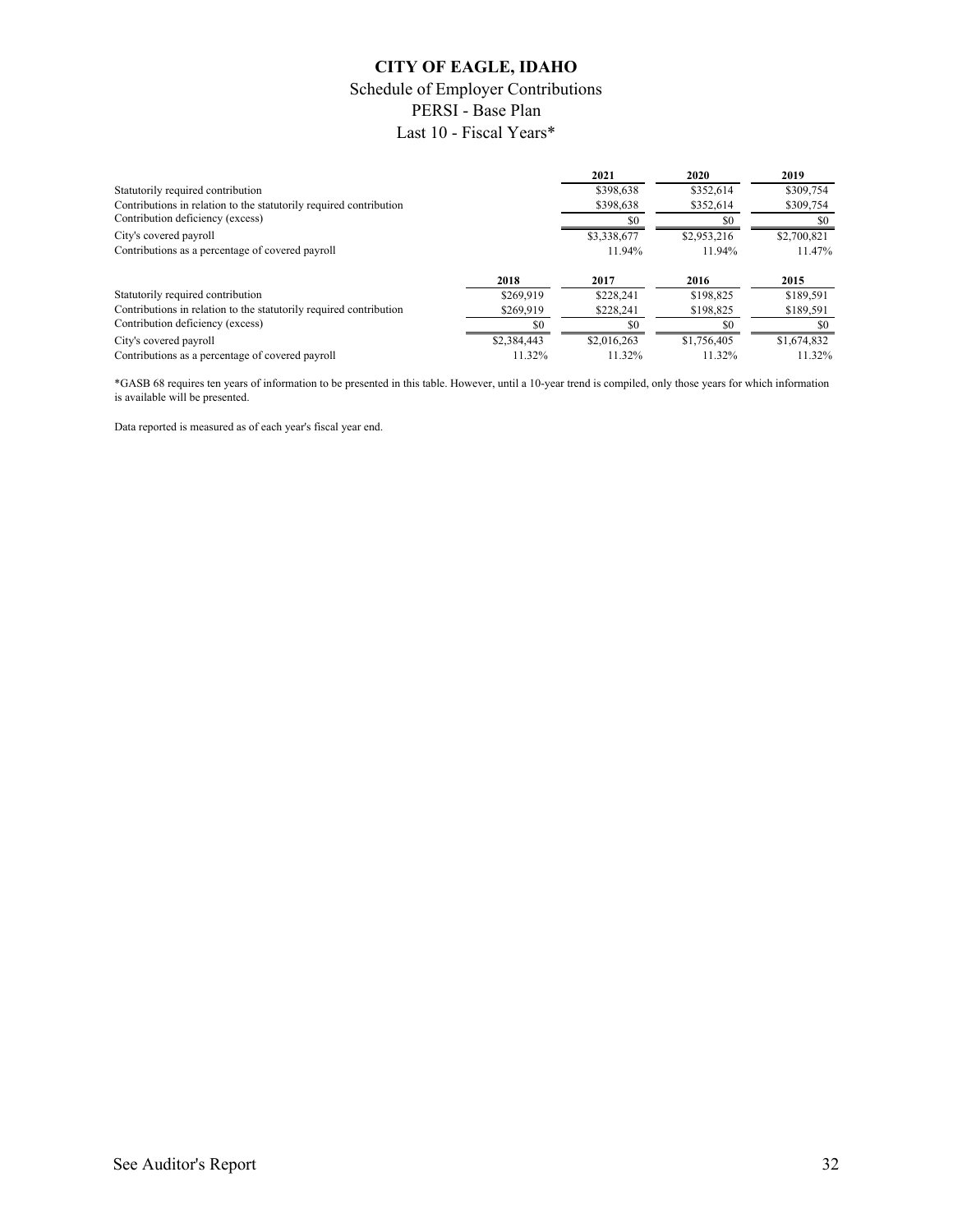# CITY OF EAGLE, IDAHO

## Schedule of Employer Contributions

## PERSI - Base Plan

## Last 10 - Fiscal Years*

| | 2021 | 2020 | 2019 |
|---|---|---|---|
| Statutorily required contribution | $398,638 | $352,614 | $309,754 |
| Contributions in relation to the statutorily required contribution | $398,638 | $352,614 | $309,754 |
| Contribution deficiency (excess) | $0 | $0 | $0 |
| City's covered payroll | $3,338,677 | $2,953,216 | $2,700,821 |
| Contributions as a percentage of covered payroll | 11.94% | 11.94% | 11.47% |

| | 2018 | 2017 | 2016 | 2015 |
|---|---|---|---|---|
| Statutorily required contribution | $269,919 | $228,241 | $198,825 | $189,591 |
| Contributions in relation to the statutorily required contribution | $269,919 | $228,241 | $198,825 | $189,591 |
| Contribution deficiency (excess) | $0 | $0 | $0 | $0 |
| City's covered payroll | $2,384,443 | $2,016,263 | $1,756,405 | $1,674,832 |
| Contributions as a percentage of covered payroll | 11.32% | 11.32% | 11.32% | 11.32% |

*GASB 68 requires ten years of information to be presented in this table. However, until a 10-year trend is compiled, only those years for which information is available will be presented.

Data reported is measured as of each year's fiscal year end.

See Auditor's Report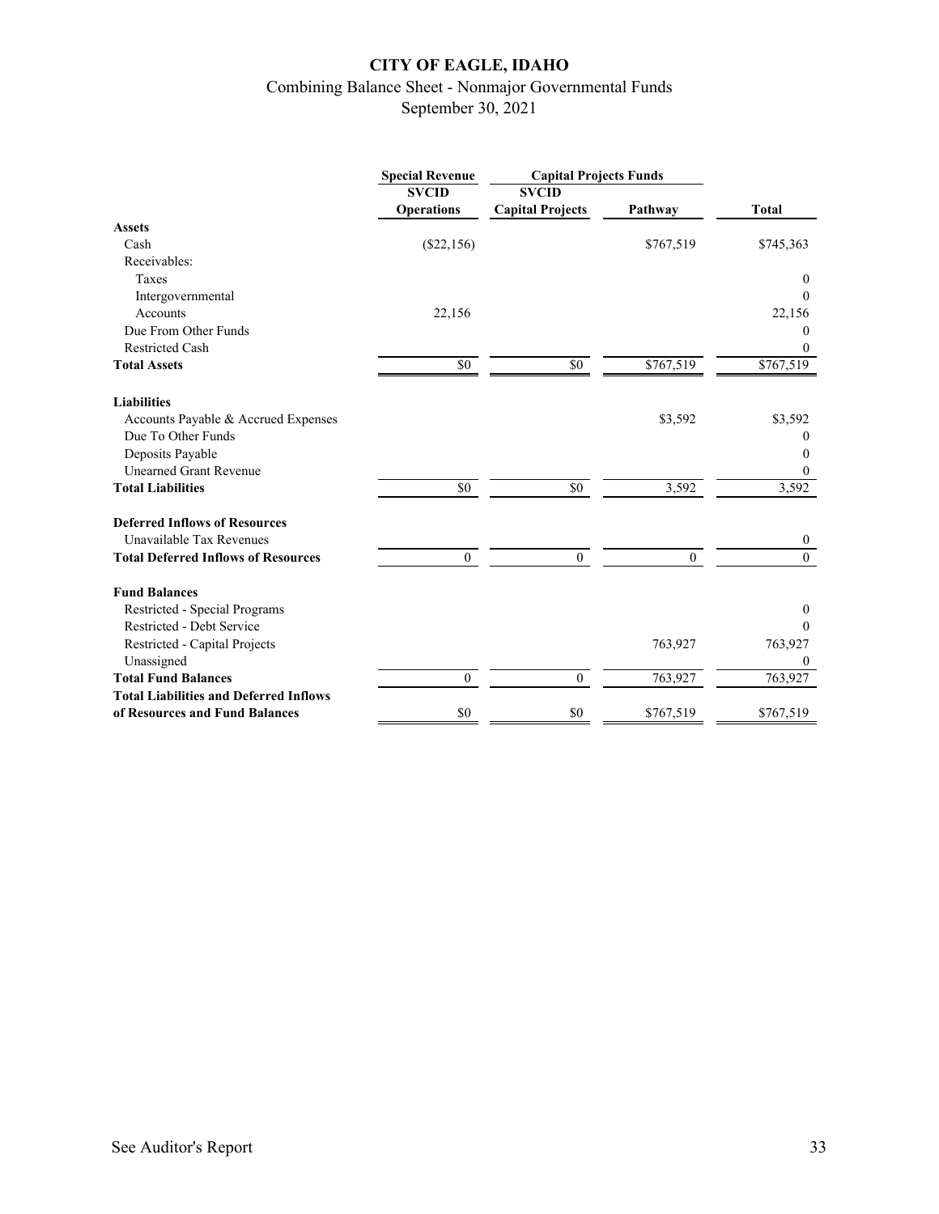# CITY OF EAGLE, IDAHO

Combining Balance Sheet - Nonmajor Governmental Funds

September 30, 2021

| | Special Revenue | Capital Projects Funds | | |
|---|---|---|---|---|
| | SVCID Operations | SVCID Capital Projects | Pathway | Total |
| **Assets** | | | | |
| Cash | ($22,156) | | $767,519 | $745,363 |
| Receivables: | | | | |
| Taxes | | | | 0 |
| Intergovernmental | | | | 0 |
| Accounts | 22,156 | | | 22,156 |
| Due From Other Funds | | | | 0 |
| Restricted Cash | | | | 0 |
| **Total Assets** | $0 | $0 | $767,519 | $767,519 |
| **Liabilities** | | | | |
| Accounts Payable & Accrued Expenses | | | $3,592 | $3,592 |
| Due To Other Funds | | | | 0 |
| Deposits Payable | | | | 0 |
| Unearned Grant Revenue | | | | 0 |
| **Total Liabilities** | $0 | $0 | 3,592 | 3,592 |
| **Deferred Inflows of Resources** | | | | |
| Unavailable Tax Revenues | | | | 0 |
| **Total Deferred Inflows of Resources** | 0 | 0 | 0 | 0 |
| **Fund Balances** | | | | |
| Restricted - Special Programs | | | | 0 |
| Restricted - Debt Service | | | | 0 |
| Restricted - Capital Projects | | | 763,927 | 763,927 |
| Unassigned | | | | 0 |
| **Total Fund Balances** | 0 | 0 | 763,927 | 763,927 |
| **Total Liabilities and Deferred Inflows of Resources and Fund Balances** | $0 | $0 | $767,519 | $767,519 |

See Auditor's Report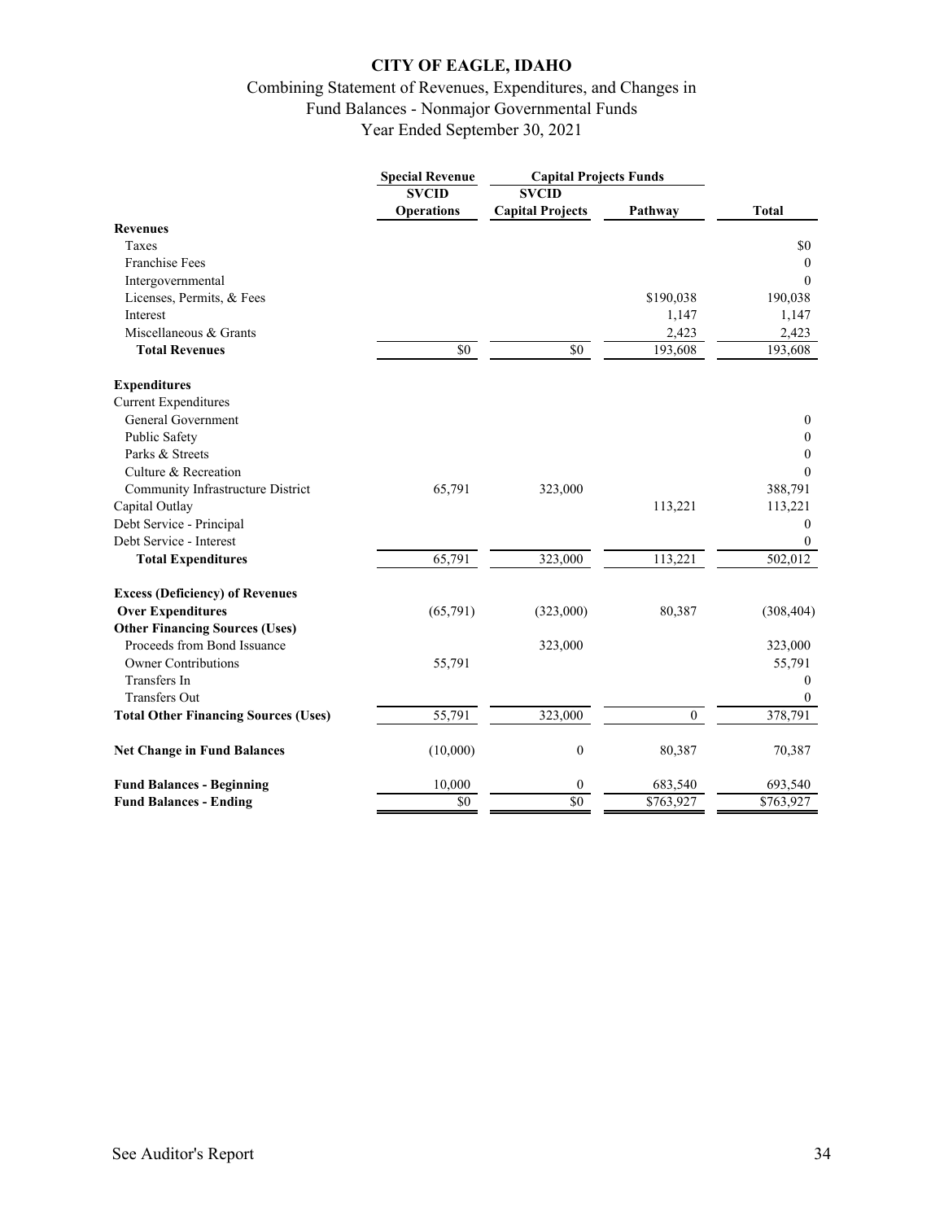# CITY OF EAGLE, IDAHO

Combining Statement of Revenues, Expenditures, and Changes in Fund Balances - Nonmajor Governmental Funds

Year Ended September 30, 2021

| | Special Revenue | Capital Projects Funds | | |
|---|---|---|---|---|
| | SVCID Operations | SVCID Capital Projects | Pathway | Total |
| **Revenues** | | | | |
| Taxes | | | | $0 |
| Franchise Fees | | | | 0 |
| Intergovernmental | | | | 0 |
| Licenses, Permits, & Fees | | | $190,038 | 190,038 |
| Interest | | | 1,147 | 1,147 |
| Miscellaneous & Grants | | | 2,423 | 2,423 |
| **Total Revenues** | $0 | $0 | 193,608 | 193,608 |
| **Expenditures** | | | | |
| Current Expenditures | | | | |
| General Government | | | | 0 |
| Public Safety | | | | 0 |
| Parks & Streets | | | | 0 |
| Culture & Recreation | | | | 0 |
| Community Infrastructure District | 65,791 | 323,000 | | 388,791 |
| Capital Outlay | | | 113,221 | 113,221 |
| Debt Service - Principal | | | | 0 |
| Debt Service - Interest | | | | 0 |
| **Total Expenditures** | 65,791 | 323,000 | 113,221 | 502,012 |
| **Excess (Deficiency) of Revenues Over Expenditures** | (65,791) | (323,000) | 80,387 | (308,404) |
| **Other Financing Sources (Uses)** | | | | |
| Proceeds from Bond Issuance | | 323,000 | | 323,000 |
| Owner Contributions | 55,791 | | | 55,791 |
| Transfers In | | | | 0 |
| Transfers Out | | | | 0 |
| **Total Other Financing Sources (Uses)** | 55,791 | 323,000 | 0 | 378,791 |
| **Net Change in Fund Balances** | (10,000) | 0 | 80,387 | 70,387 |
| **Fund Balances - Beginning** | 10,000 | 0 | 683,540 | 693,540 |
| **Fund Balances - Ending** | $0 | $0 | $763,927 | $763,927 |

See Auditor's Report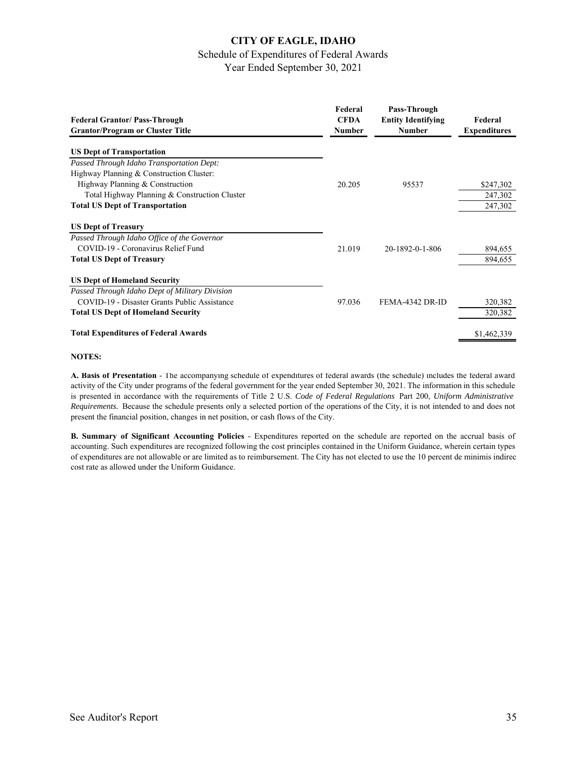# CITY OF EAGLE, IDAHO

Schedule of Expenditures of Federal Awards

Year Ended September 30, 2021

| Federal Grantor/ Pass-Through Grantor/Program or Cluster Title | Federal CFDA Number | Pass-Through Entity Identifying Number | Federal Expenditures |
|---|---|---|---|
| **US Dept of Transportation** | | | |
| *Passed Through Idaho Transportation Dept:* | | | |
| Highway Planning & Construction Cluster: | | | |
| Highway Planning & Construction | 20.205 | 95537 | $247,302 |
| Total Highway Planning & Construction Cluster | | | 247,302 |
| **Total US Dept of Transportation** | | | 247,302 |
| **US Dept of Treasury** | | | |
| *Passed Through Idaho Office of the Governor* | | | |
| COVID-19 - Coronavirus Relief Fund | 21.019 | 20-1892-0-1-806 | 894,655 |
| **Total US Dept of Treasury** | | | 894,655 |
| **US Dept of Homeland Security** | | | |
| *Passed Through Idaho Dept of Military Division* | | | |
| COVID-19 - Disaster Grants Public Assistance | 97.036 | FEMA-4342 DR-ID | 320,382 |
| **Total US Dept of Homeland Security** | | | 320,382 |
| **Total Expenditures of Federal Awards** | | | $1,462,339 |

**NOTES:**

**A. Basis of Presentation** - The accompanying schedule of expenditures of federal awards (the schedule) includes the federal award activity of the City under programs of the federal government for the year ended September 30, 2021. The information in this schedule is presented in accordance with the requirements of Title 2 U.S. *Code of Federal Regulations* Part 200, *Uniform Administrative Requirements.* Because the schedule presents only a selected portion of the operations of the City, it is not intended to and does not present the financial position, changes in net position, or cash flows of the City.

**B. Summary of Significant Accounting Policies** - Expenditures reported on the schedule are reported on the accrual basis of accounting. Such expenditures are recognized following the cost principles contained in the Uniform Guidance, wherein certain types of expenditures are not allowable or are limited as to reimbursement. The City has not elected to use the 10 percent de minimis indirec cost rate as allowed under the Uniform Guidance.

See Auditor's Report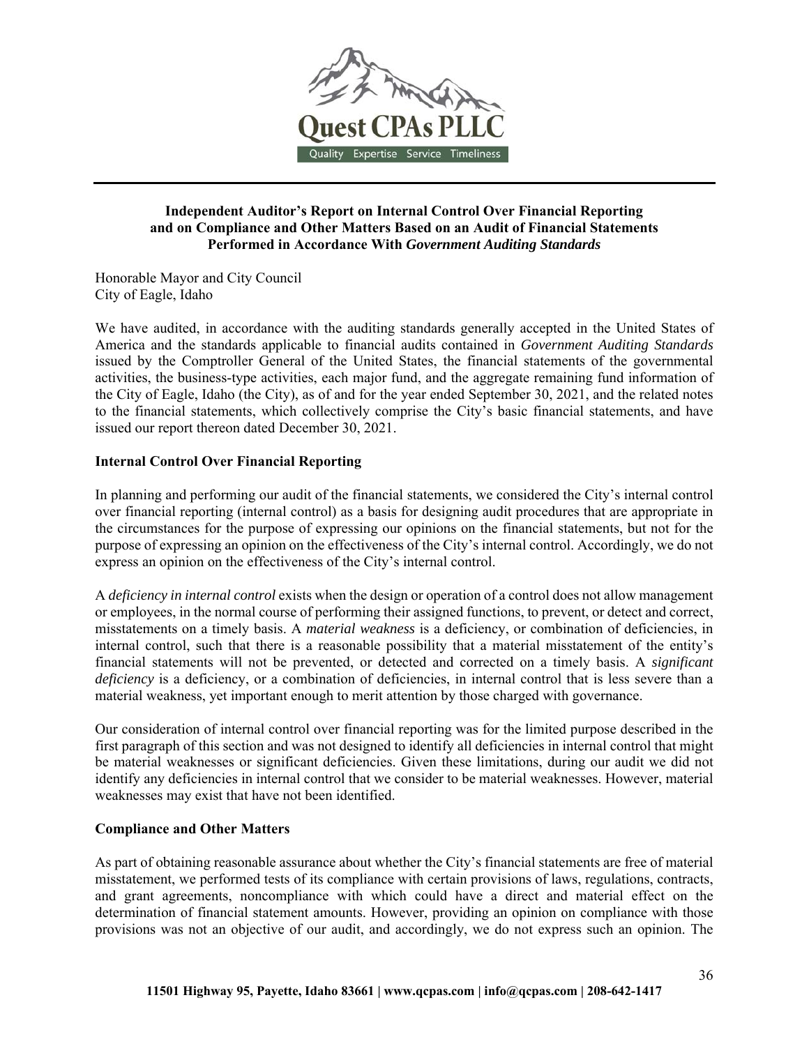# Independent Auditor's Report on Internal Control Over Financial Reporting and on Compliance and Other Matters Based on an Audit of Financial Statements Performed in Accordance With *Government Auditing Standards*

Honorable Mayor and City Council
City of Eagle, Idaho

We have audited, in accordance with the auditing standards generally accepted in the United States of America and the standards applicable to financial audits contained in *Government Auditing Standards* issued by the Comptroller General of the United States, the financial statements of the governmental activities, the business-type activities, each major fund, and the aggregate remaining fund information of the City of Eagle, Idaho (the City), as of and for the year ended September 30, 2021, and the related notes to the financial statements, which collectively comprise the City's basic financial statements, and have issued our report thereon dated December 30, 2021.

## Internal Control Over Financial Reporting

In planning and performing our audit of the financial statements, we considered the City's internal control over financial reporting (internal control) as a basis for designing audit procedures that are appropriate in the circumstances for the purpose of expressing our opinions on the financial statements, but not for the purpose of expressing an opinion on the effectiveness of the City's internal control. Accordingly, we do not express an opinion on the effectiveness of the City's internal control.

A *deficiency in internal control* exists when the design or operation of a control does not allow management or employees, in the normal course of performing their assigned functions, to prevent, or detect and correct, misstatements on a timely basis. A *material weakness* is a deficiency, or combination of deficiencies, in internal control, such that there is a reasonable possibility that a material misstatement of the entity's financial statements will not be prevented, or detected and corrected on a timely basis. A *significant deficiency* is a deficiency, or a combination of deficiencies, in internal control that is less severe than a material weakness, yet important enough to merit attention by those charged with governance.

Our consideration of internal control over financial reporting was for the limited purpose described in the first paragraph of this section and was not designed to identify all deficiencies in internal control that might be material weaknesses or significant deficiencies. Given these limitations, during our audit we did not identify any deficiencies in internal control that we consider to be material weaknesses. However, material weaknesses may exist that have not been identified.

## Compliance and Other Matters

As part of obtaining reasonable assurance about whether the City's financial statements are free of material misstatement, we performed tests of its compliance with certain provisions of laws, regulations, contracts, and grant agreements, noncompliance with which could have a direct and material effect on the determination of financial statement amounts. However, providing an opinion on compliance with those provisions was not an objective of our audit, and accordingly, we do not express such an opinion. The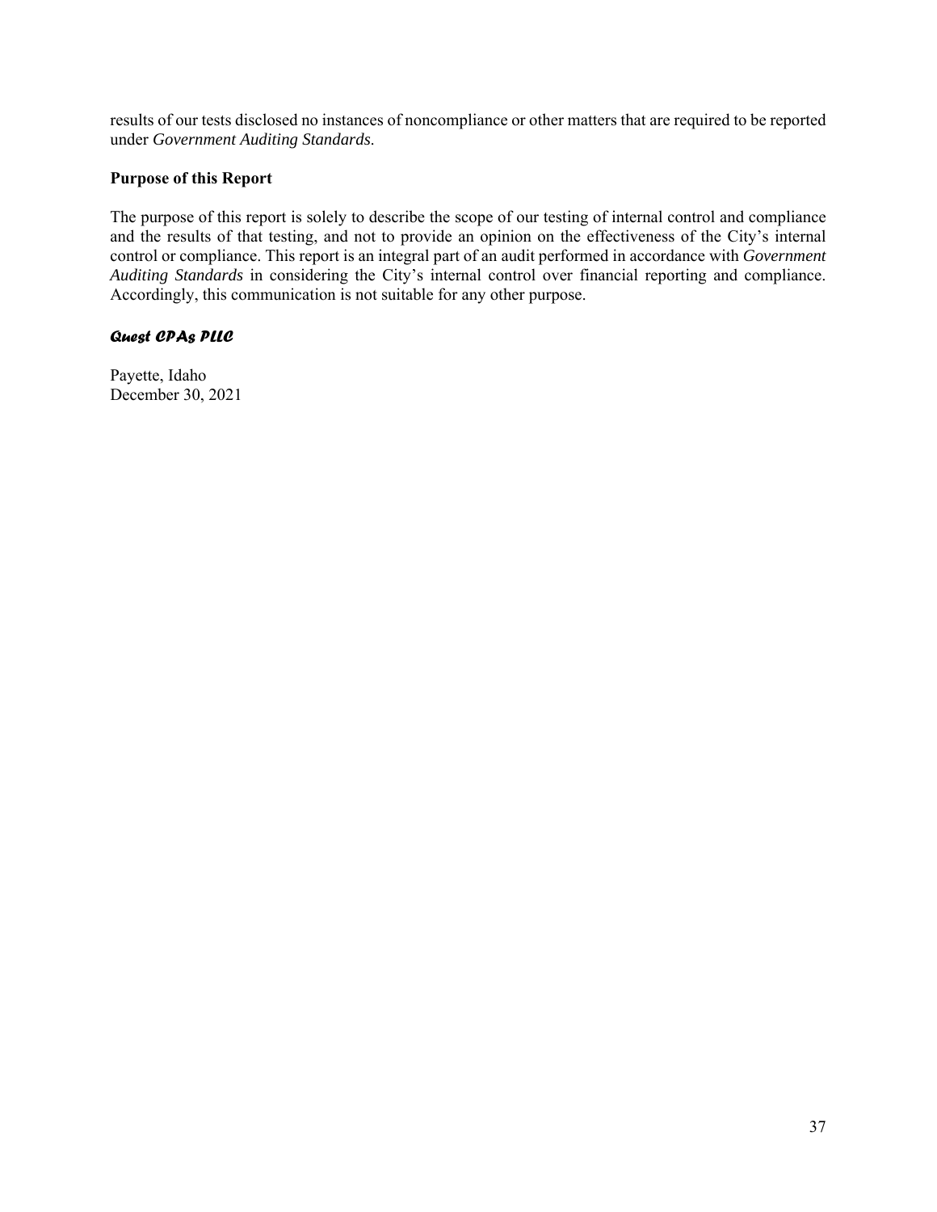results of our tests disclosed no instances of noncompliance or other matters that are required to be reported under *Government Auditing Standards.*

**Purpose of this Report**

The purpose of this report is solely to describe the scope of our testing of internal control and compliance and the results of that testing, and not to provide an opinion on the effectiveness of the City's internal control or compliance. This report is an integral part of an audit performed in accordance with *Government Auditing Standards* in considering the City's internal control over financial reporting and compliance. Accordingly, this communication is not suitable for any other purpose.

***Quest CPAs PLLC***

Payette, Idaho
December 30, 2021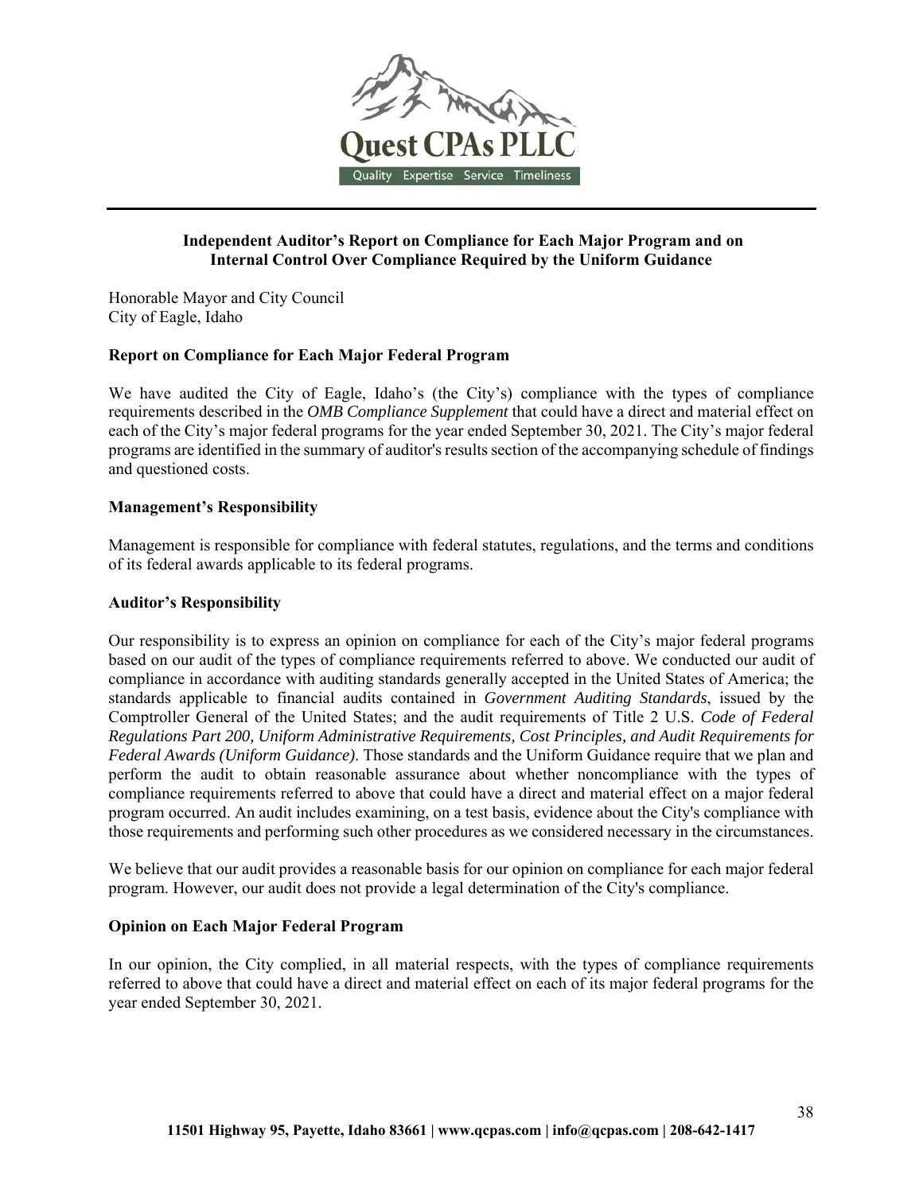**Quest CPAs PLLC**

Quality Expertise Service Timeliness

## Independent Auditor's Report on Compliance for Each Major Program and on Internal Control Over Compliance Required by the Uniform Guidance

Honorable Mayor and City Council
City of Eagle, Idaho

### Report on Compliance for Each Major Federal Program

We have audited the City of Eagle, Idaho's (the City's) compliance with the types of compliance requirements described in the *OMB Compliance Supplement* that could have a direct and material effect on each of the City's major federal programs for the year ended September 30, 2021. The City's major federal programs are identified in the summary of auditor's results section of the accompanying schedule of findings and questioned costs.

### Management's Responsibility

Management is responsible for compliance with federal statutes, regulations, and the terms and conditions of its federal awards applicable to its federal programs.

### Auditor's Responsibility

Our responsibility is to express an opinion on compliance for each of the City's major federal programs based on our audit of the types of compliance requirements referred to above. We conducted our audit of compliance in accordance with auditing standards generally accepted in the United States of America; the standards applicable to financial audits contained in *Government Auditing Standards*, issued by the Comptroller General of the United States; and the audit requirements of Title 2 U.S. *Code of Federal Regulations Part 200, Uniform Administrative Requirements, Cost Principles, and Audit Requirements for Federal Awards (Uniform Guidance)*. Those standards and the Uniform Guidance require that we plan and perform the audit to obtain reasonable assurance about whether noncompliance with the types of compliance requirements referred to above that could have a direct and material effect on a major federal program occurred. An audit includes examining, on a test basis, evidence about the City's compliance with those requirements and performing such other procedures as we considered necessary in the circumstances.

We believe that our audit provides a reasonable basis for our opinion on compliance for each major federal program. However, our audit does not provide a legal determination of the City's compliance.

### Opinion on Each Major Federal Program

In our opinion, the City complied, in all material respects, with the types of compliance requirements referred to above that could have a direct and material effect on each of its major federal programs for the year ended September 30, 2021.

**11501 Highway 95, Payette, Idaho 83661 | www.qcpas.com | info@qcpas.com | 208-642-1417**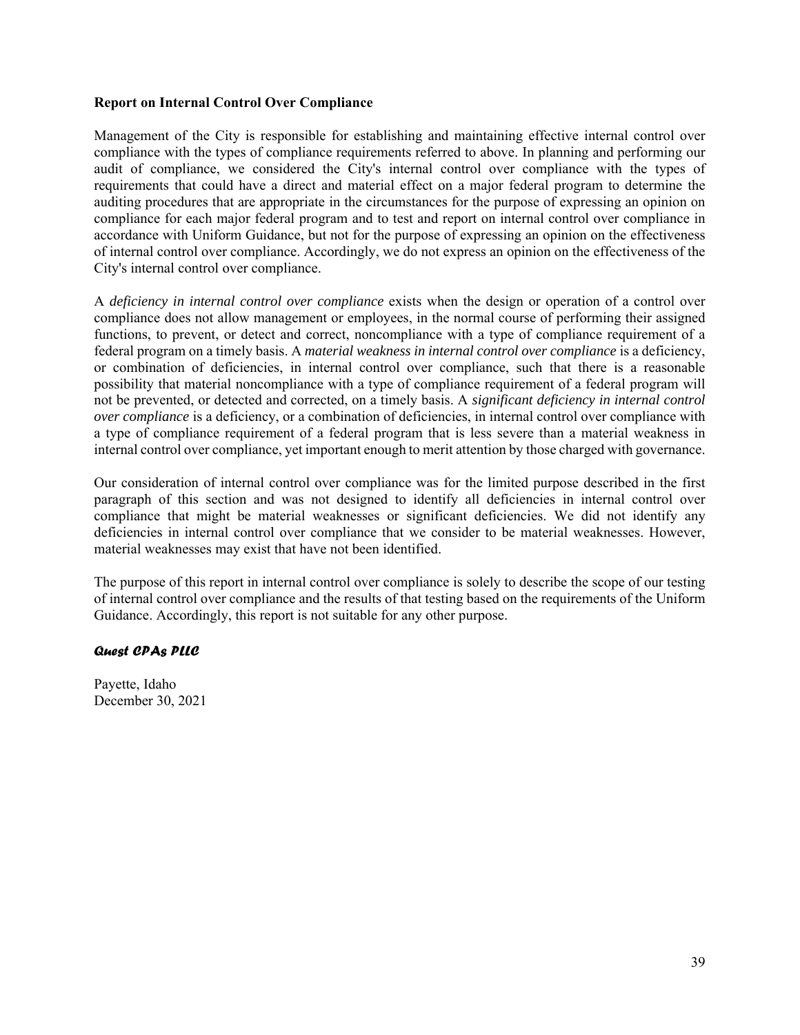**Report on Internal Control Over Compliance**

Management of the City is responsible for establishing and maintaining effective internal control over compliance with the types of compliance requirements referred to above. In planning and performing our audit of compliance, we considered the City's internal control over compliance with the types of requirements that could have a direct and material effect on a major federal program to determine the auditing procedures that are appropriate in the circumstances for the purpose of expressing an opinion on compliance for each major federal program and to test and report on internal control over compliance in accordance with Uniform Guidance, but not for the purpose of expressing an opinion on the effectiveness of internal control over compliance. Accordingly, we do not express an opinion on the effectiveness of the City's internal control over compliance.

A *deficiency in internal control over compliance* exists when the design or operation of a control over compliance does not allow management or employees, in the normal course of performing their assigned functions, to prevent, or detect and correct, noncompliance with a type of compliance requirement of a federal program on a timely basis. A *material weakness in internal control over compliance* is a deficiency, or combination of deficiencies, in internal control over compliance, such that there is a reasonable possibility that material noncompliance with a type of compliance requirement of a federal program will not be prevented, or detected and corrected, on a timely basis. A *significant deficiency in internal control over compliance* is a deficiency, or a combination of deficiencies, in internal control over compliance with a type of compliance requirement of a federal program that is less severe than a material weakness in internal control over compliance, yet important enough to merit attention by those charged with governance.

Our consideration of internal control over compliance was for the limited purpose described in the first paragraph of this section and was not designed to identify all deficiencies in internal control over compliance that might be material weaknesses or significant deficiencies. We did not identify any deficiencies in internal control over compliance that we consider to be material weaknesses. However, material weaknesses may exist that have not been identified.

The purpose of this report in internal control over compliance is solely to describe the scope of our testing of internal control over compliance and the results of that testing based on the requirements of the Uniform Guidance. Accordingly, this report is not suitable for any other purpose.

***Quest CPAs PLLC***

Payette, Idaho
December 30, 2021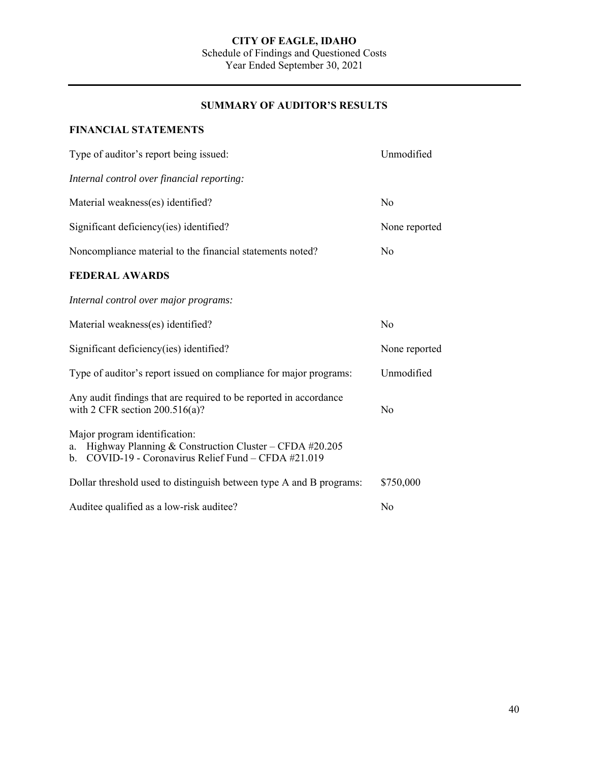**CITY OF EAGLE, IDAHO**
Schedule of Findings and Questioned Costs
Year Ended September 30, 2021

## SUMMARY OF AUDITOR'S RESULTS

### FINANCIAL STATEMENTS

| | |
|---|---|
| Type of auditor's report being issued: | Unmodified |
| *Internal control over financial reporting:* | |
| Material weakness(es) identified? | No |
| Significant deficiency(ies) identified? | None reported |
| Noncompliance material to the financial statements noted? | No |

### FEDERAL AWARDS

| | |
|---|---|
| *Internal control over major programs:* | |
| Material weakness(es) identified? | No |
| Significant deficiency(ies) identified? | None reported |
| Type of auditor's report issued on compliance for major programs: | Unmodified |
| Any audit findings that are required to be reported in accordance with 2 CFR section 200.516(a)? | No |
| Major program identification:<br>a. Highway Planning & Construction Cluster – CFDA #20.205<br>b. COVID-19 - Coronavirus Relief Fund – CFDA #21.019 | |
| Dollar threshold used to distinguish between type A and B programs: | $750,000 |
| Auditee qualified as a low-risk auditee? | No |